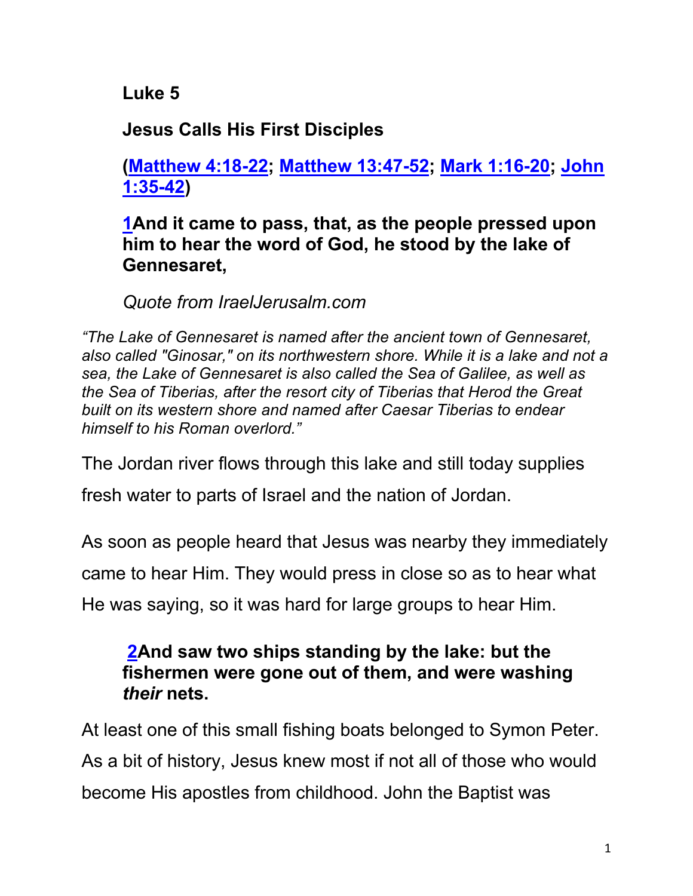**Luke 5**

**Jesus Calls His First Disciples**

**(Matthew 4:18-22; Matthew 13:47-52; Mark 1:16-20; John 1:35-42)**

**1And it came to pass, that, as the people pressed upon him to hear the word of God, he stood by the lake of Gennesaret,**

*Quote from IraelJerusalm.com*

*“The Lake of Gennesaret is named after the ancient town of Gennesaret, also called "Ginosar," on its northwestern shore. While it is a lake and not a sea, the Lake of Gennesaret is also called the Sea of Galilee, as well as the Sea of Tiberias, after the resort city of Tiberias that Herod the Great built on its western shore and named after Caesar Tiberias to endear himself to his Roman overlord.”*

The Jordan river flows through this lake and still today supplies fresh water to parts of Israel and the nation of Jordan.

As soon as people heard that Jesus was nearby they immediately came to hear Him. They would press in close so as to hear what He was saying, so it was hard for large groups to hear Him.

**2And saw two ships standing by the lake: but the fishermen were gone out of them, and were washing *their* nets.**

At least one of this small fishing boats belonged to Symon Peter. As a bit of history, Jesus knew most if not all of those who would become His apostles from childhood. John the Baptist was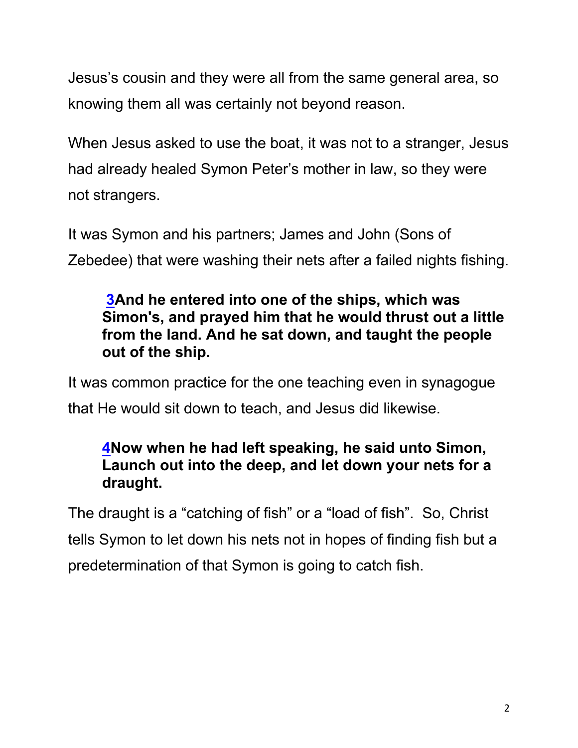Jesus's cousin and they were all from the same general area, so knowing them all was certainly not beyond reason.

When Jesus asked to use the boat, it was not to a stranger, Jesus had already healed Symon Peter's mother in law, so they were not strangers.

It was Symon and his partners; James and John (Sons of Zebedee) that were washing their nets after a failed nights fishing.

> **3And he entered into one of the ships, which was Simon's, and prayed him that he would thrust out a little from the land. And he sat down, and taught the people out of the ship.**

It was common practice for the one teaching even in synagogue that He would sit down to teach, and Jesus did likewise.

> **4Now when he had left speaking, he said unto Simon, Launch out into the deep, and let down your nets for a draught.**

The draught is a "catching of fish" or a "load of fish". So, Christ tells Symon to let down his nets not in hopes of finding fish but a predetermination of that Symon is going to catch fish.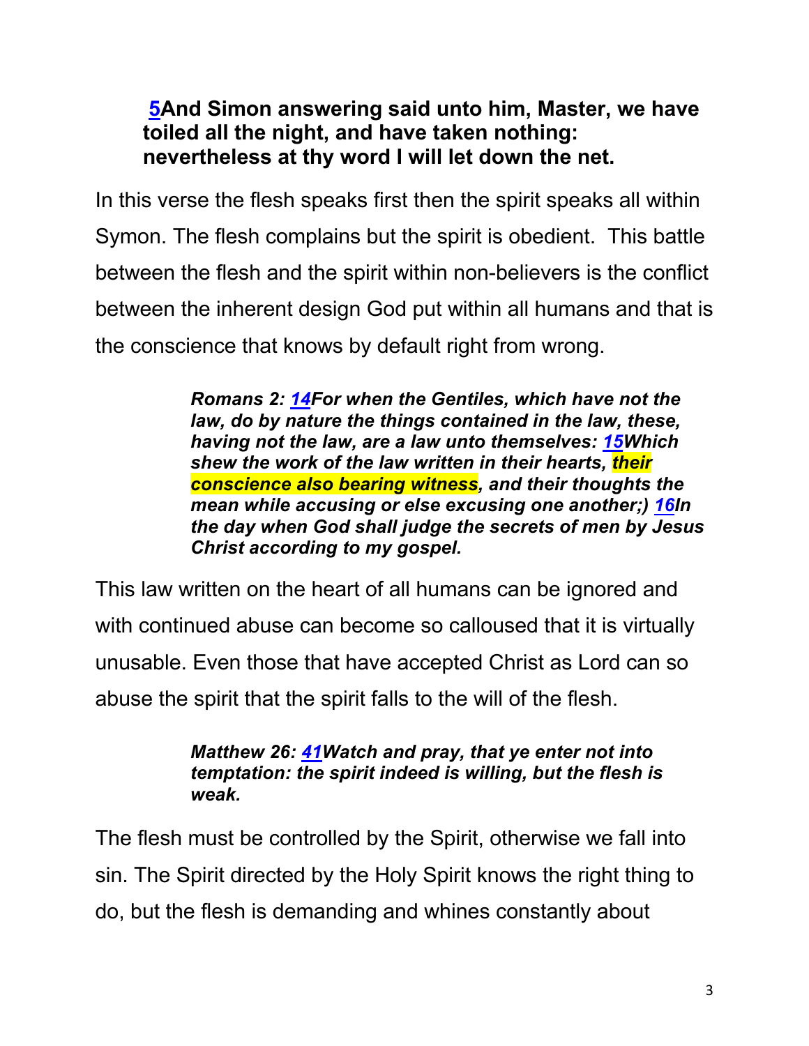**5And Simon answering said unto him, Master, we have toiled all the night, and have taken nothing: nevertheless at thy word I will let down the net.**

In this verse the flesh speaks first then the spirit speaks all within Symon. The flesh complains but the spirit is obedient. This battle between the flesh and the spirit within non-believers is the conflict between the inherent design God put within all humans and that is the conscience that knows by default right from wrong.

> ***Romans 2: 14For when the Gentiles, which have not the law, do by nature the things contained in the law, these, having not the law, are a law unto themselves: 15Which shew the work of the law written in their hearts, their conscience also bearing witness, and their thoughts the mean while accusing or else excusing one another;) 16In the day when God shall judge the secrets of men by Jesus Christ according to my gospel.***

This law written on the heart of all humans can be ignored and with continued abuse can become so calloused that it is virtually unusable. Even those that have accepted Christ as Lord can so abuse the spirit that the spirit falls to the will of the flesh.

> ***Matthew 26: 41Watch and pray, that ye enter not into temptation: the spirit indeed is willing, but the flesh is weak.***

The flesh must be controlled by the Spirit, otherwise we fall into sin. The Spirit directed by the Holy Spirit knows the right thing to do, but the flesh is demanding and whines constantly about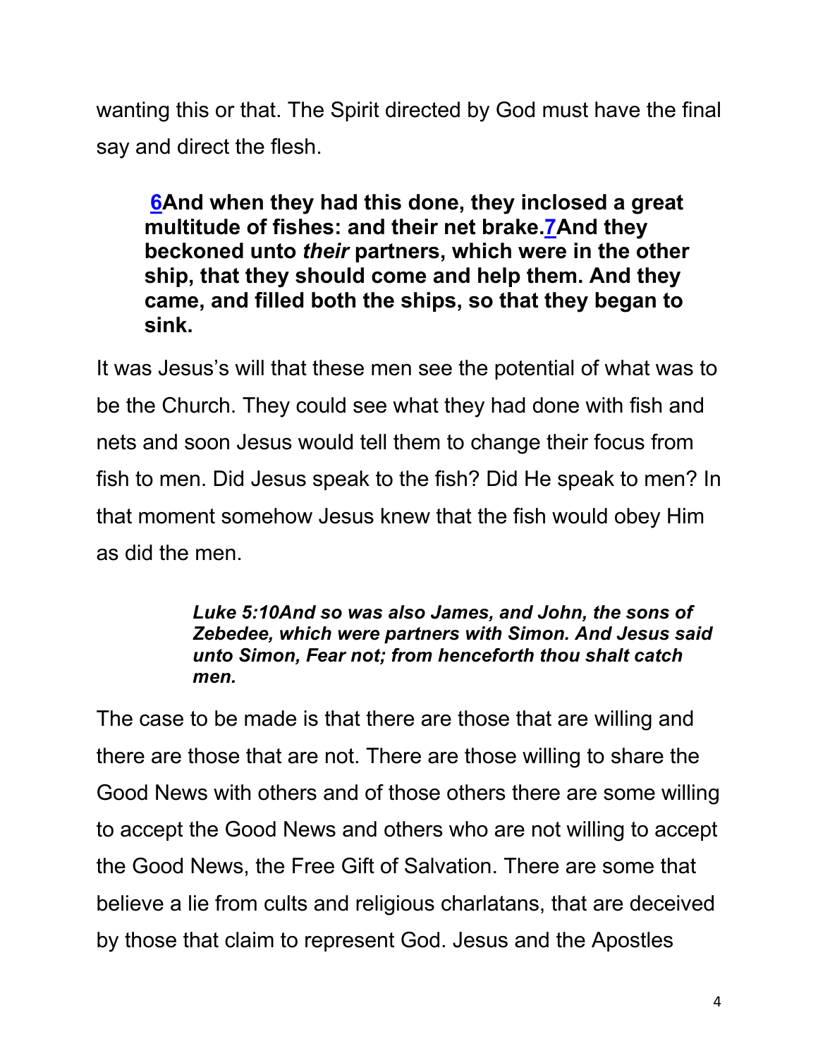wanting this or that. The Spirit directed by God must have the final say and direct the flesh.

> **6And when they had this done, they inclosed a great multitude of fishes: and their net brake.7And they beckoned unto *their* partners, which were in the other ship, that they should come and help them. And they came, and filled both the ships, so that they began to sink.**

It was Jesus's will that these men see the potential of what was to be the Church. They could see what they had done with fish and nets and soon Jesus would tell them to change their focus from fish to men. Did Jesus speak to the fish? Did He speak to men? In that moment somehow Jesus knew that the fish would obey Him as did the men.

> ***Luke 5:10And so was also James, and John, the sons of Zebedee, which were partners with Simon. And Jesus said unto Simon, Fear not; from henceforth thou shalt catch men.***

The case to be made is that there are those that are willing and there are those that are not. There are those willing to share the Good News with others and of those others there are some willing to accept the Good News and others who are not willing to accept the Good News, the Free Gift of Salvation. There are some that believe a lie from cults and religious charlatans, that are deceived by those that claim to represent God. Jesus and the Apostles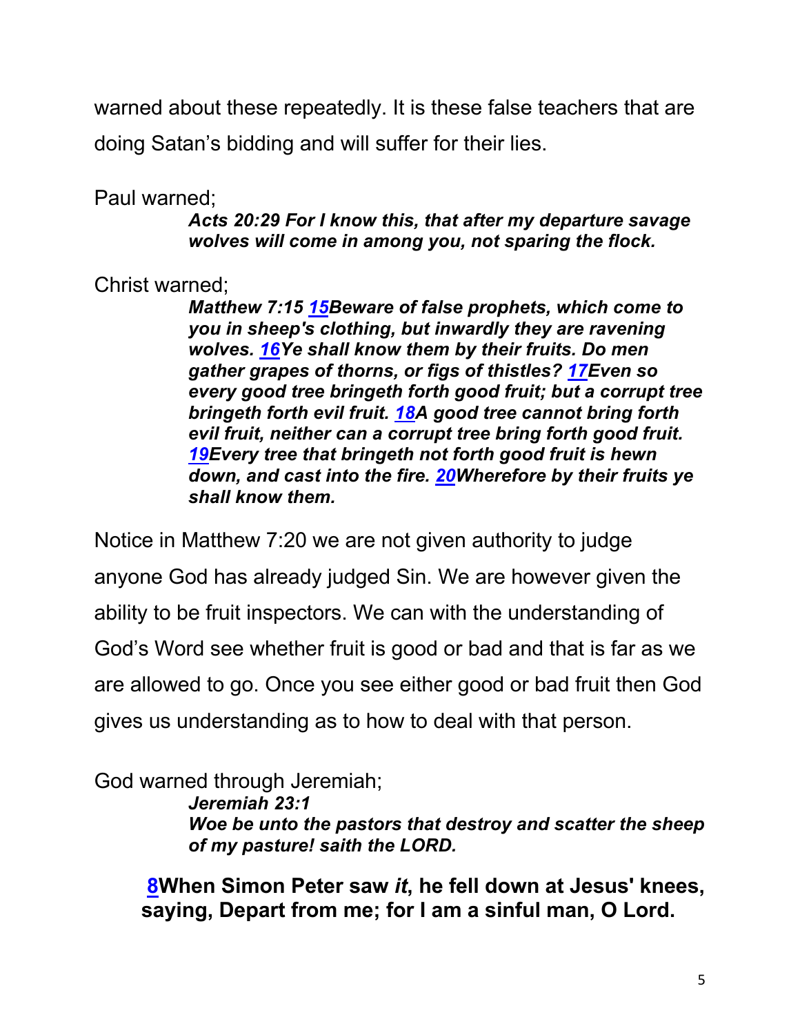warned about these repeatedly. It is these false teachers that are doing Satan's bidding and will suffer for their lies.

Paul warned;

> ***Acts 20:29 For I know this, that after my departure savage wolves will come in among you, not sparing the flock.***

Christ warned;

> ***Matthew 7:15 15Beware of false prophets, which come to you in sheep's clothing, but inwardly they are ravening wolves. 16Ye shall know them by their fruits. Do men gather grapes of thorns, or figs of thistles? 17Even so every good tree bringeth forth good fruit; but a corrupt tree bringeth forth evil fruit. 18A good tree cannot bring forth evil fruit, neither can a corrupt tree bring forth good fruit. 19Every tree that bringeth not forth good fruit is hewn down, and cast into the fire. 20Wherefore by their fruits ye shall know them.***

Notice in Matthew 7:20 we are not given authority to judge anyone God has already judged Sin. We are however given the ability to be fruit inspectors. We can with the understanding of God's Word see whether fruit is good or bad and that is far as we are allowed to go. Once you see either good or bad fruit then God gives us understanding as to how to deal with that person.

God warned through Jeremiah;

> ***Jeremiah 23:1***
> ***Woe be unto the pastors that destroy and scatter the sheep of my pasture! saith the LORD.***

> **8When Simon Peter saw *it*, he fell down at Jesus' knees, saying, Depart from me; for I am a sinful man, O Lord.**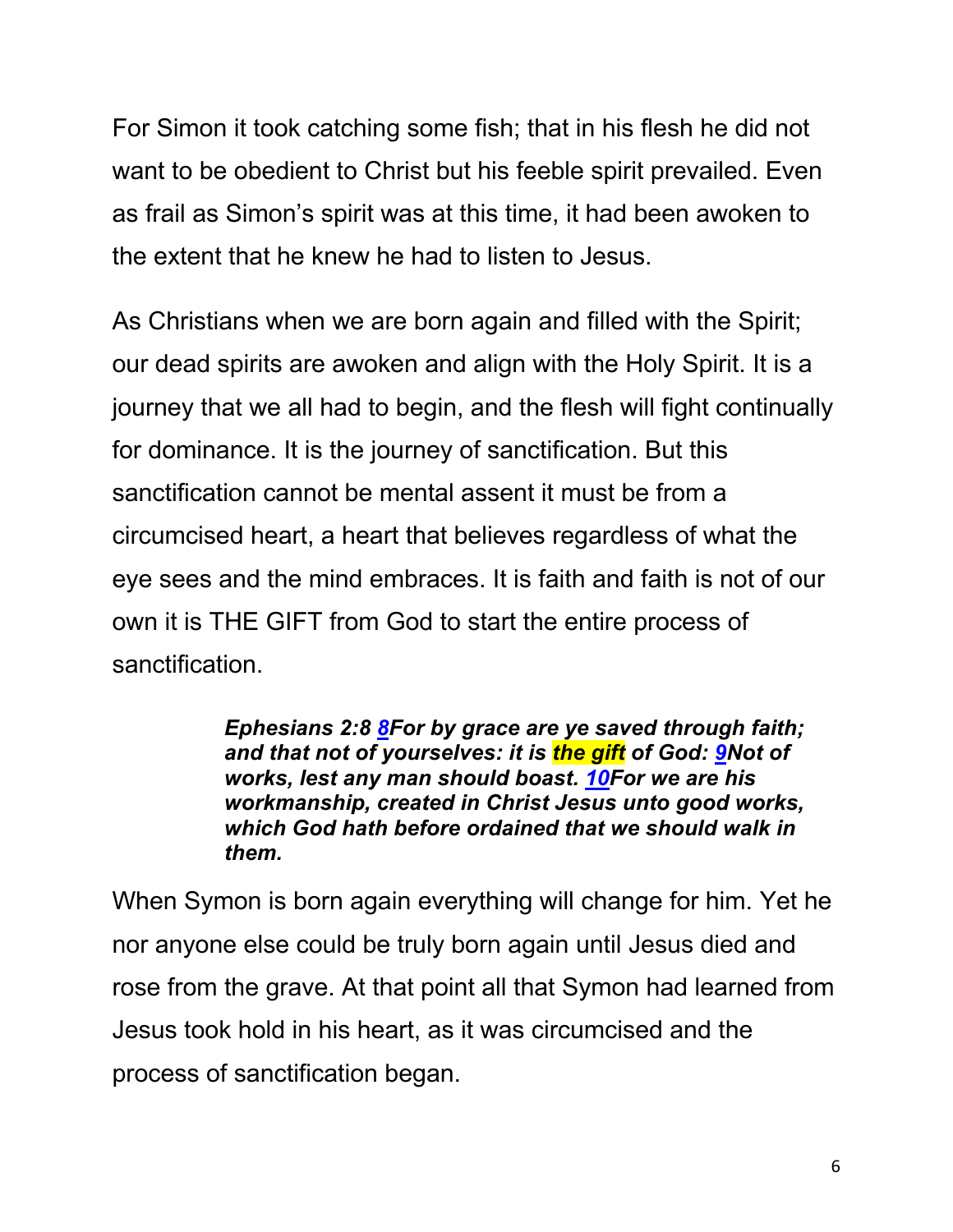For Simon it took catching some fish; that in his flesh he did not want to be obedient to Christ but his feeble spirit prevailed. Even as frail as Simon's spirit was at this time, it had been awoken to the extent that he knew he had to listen to Jesus.

As Christians when we are born again and filled with the Spirit; our dead spirits are awoken and align with the Holy Spirit. It is a journey that we all had to begin, and the flesh will fight continually for dominance. It is the journey of sanctification. But this sanctification cannot be mental assent it must be from a circumcised heart, a heart that believes regardless of what the eye sees and the mind embraces. It is faith and faith is not of our own it is THE GIFT from God to start the entire process of sanctification.

> ***Ephesians 2:8 8For by grace are ye saved through faith; and that not of yourselves: it is the gift of God: 9Not of works, lest any man should boast. 10For we are his workmanship, created in Christ Jesus unto good works, which God hath before ordained that we should walk in them.***

When Symon is born again everything will change for him. Yet he nor anyone else could be truly born again until Jesus died and rose from the grave. At that point all that Symon had learned from Jesus took hold in his heart, as it was circumcised and the process of sanctification began.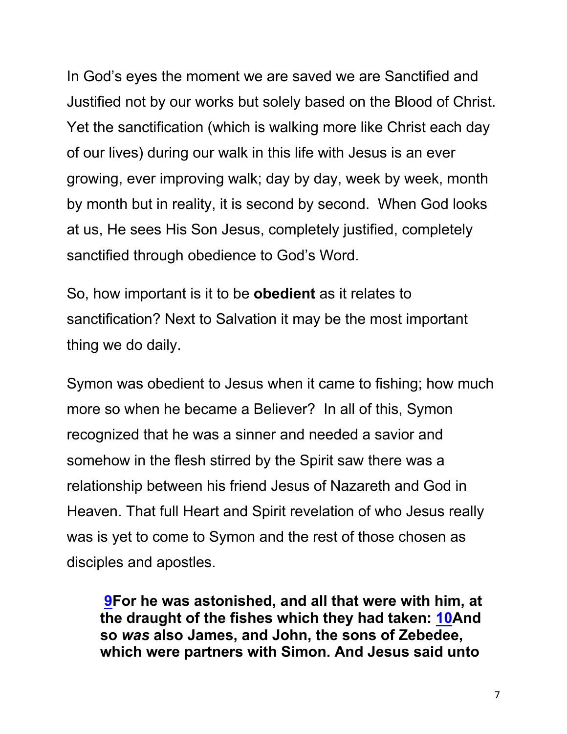In God's eyes the moment we are saved we are Sanctified and Justified not by our works but solely based on the Blood of Christ. Yet the sanctification (which is walking more like Christ each day of our lives) during our walk in this life with Jesus is an ever growing, ever improving walk; day by day, week by week, month by month but in reality, it is second by second. When God looks at us, He sees His Son Jesus, completely justified, completely sanctified through obedience to God's Word.

So, how important is it to be **obedient** as it relates to sanctification? Next to Salvation it may be the most important thing we do daily.

Symon was obedient to Jesus when it came to fishing; how much more so when he became a Believer? In all of this, Symon recognized that he was a sinner and needed a savior and somehow in the flesh stirred by the Spirit saw there was a relationship between his friend Jesus of Nazareth and God in Heaven. That full Heart and Spirit revelation of who Jesus really was is yet to come to Symon and the rest of those chosen as disciples and apostles.

> **9For he was astonished, and all that were with him, at the draught of the fishes which they had taken: 10And so *was* also James, and John, the sons of Zebedee, which were partners with Simon. And Jesus said unto**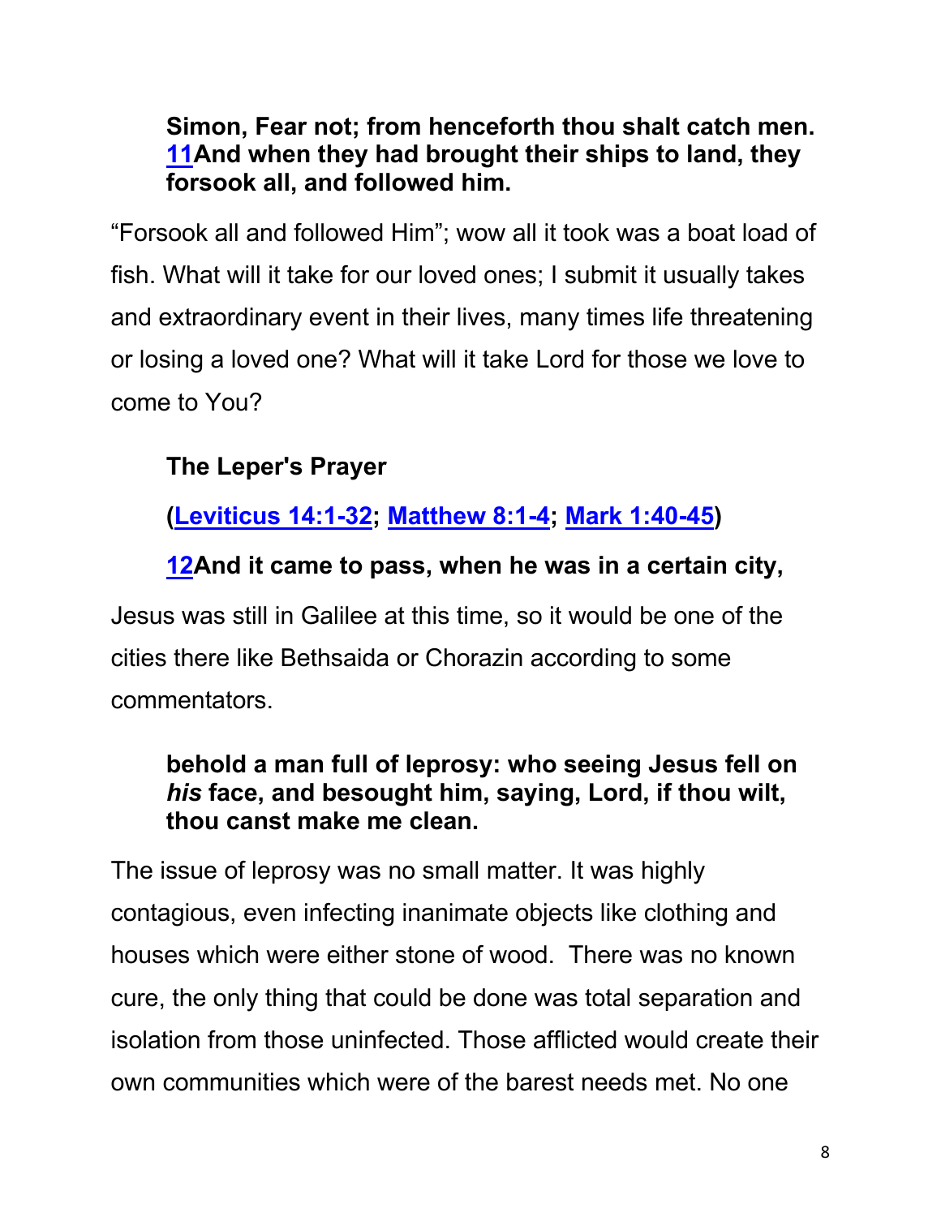**Simon, Fear not; from henceforth thou shalt catch men. 11And when they had brought their ships to land, they forsook all, and followed him.**

"Forsook all and followed Him"; wow all it took was a boat load of fish. What will it take for our loved ones; I submit it usually takes and extraordinary event in their lives, many times life threatening or losing a loved one? What will it take Lord for those we love to come to You?

**The Leper's Prayer**

**(Leviticus 14:1-32; Matthew 8:1-4; Mark 1:40-45)**

**12And it came to pass, when he was in a certain city,**

Jesus was still in Galilee at this time, so it would be one of the cities there like Bethsaida or Chorazin according to some commentators.

**behold a man full of leprosy: who seeing Jesus fell on *his* face, and besought him, saying, Lord, if thou wilt, thou canst make me clean.**

The issue of leprosy was no small matter. It was highly contagious, even infecting inanimate objects like clothing and houses which were either stone of wood. There was no known cure, the only thing that could be done was total separation and isolation from those uninfected. Those afflicted would create their own communities which were of the barest needs met. No one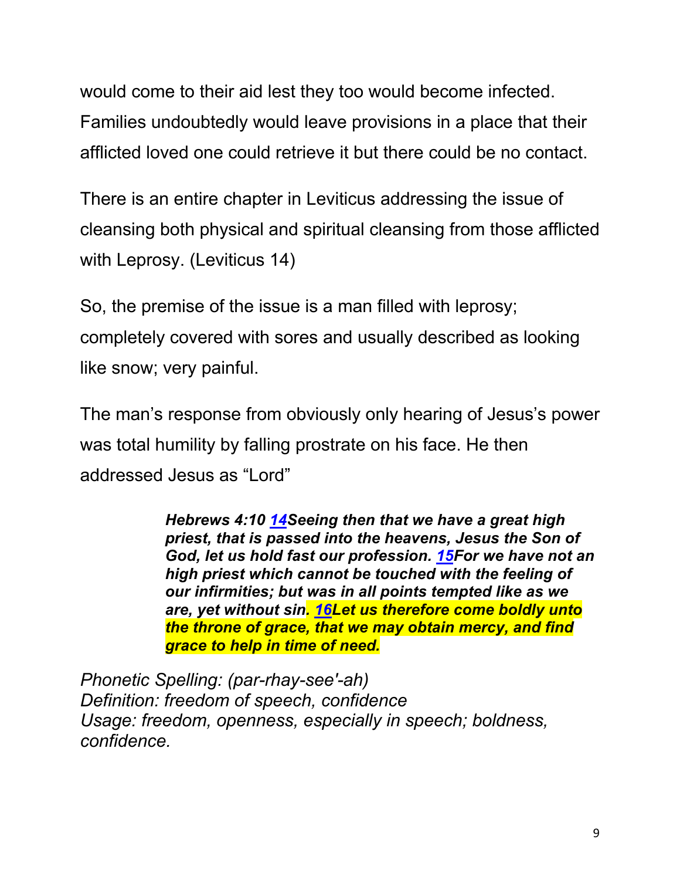would come to their aid lest they too would become infected. Families undoubtedly would leave provisions in a place that their afflicted loved one could retrieve it but there could be no contact.

There is an entire chapter in Leviticus addressing the issue of cleansing both physical and spiritual cleansing from those afflicted with Leprosy. (Leviticus 14)

So, the premise of the issue is a man filled with leprosy; completely covered with sores and usually described as looking like snow; very painful.

The man's response from obviously only hearing of Jesus's power was total humility by falling prostrate on his face. He then addressed Jesus as "Lord"

> ***Hebrews 4:10 14Seeing then that we have a great high priest, that is passed into the heavens, Jesus the Son of God, let us hold fast our profession. 15For we have not an high priest which cannot be touched with the feeling of our infirmities; but was in all points tempted like as we are, yet without sin. 16Let us therefore come boldly unto the throne of grace, that we may obtain mercy, and find grace to help in time of need.***

*Phonetic Spelling: (par-rhay-see'-ah)*
*Definition: freedom of speech, confidence*
*Usage: freedom, openness, especially in speech; boldness, confidence.*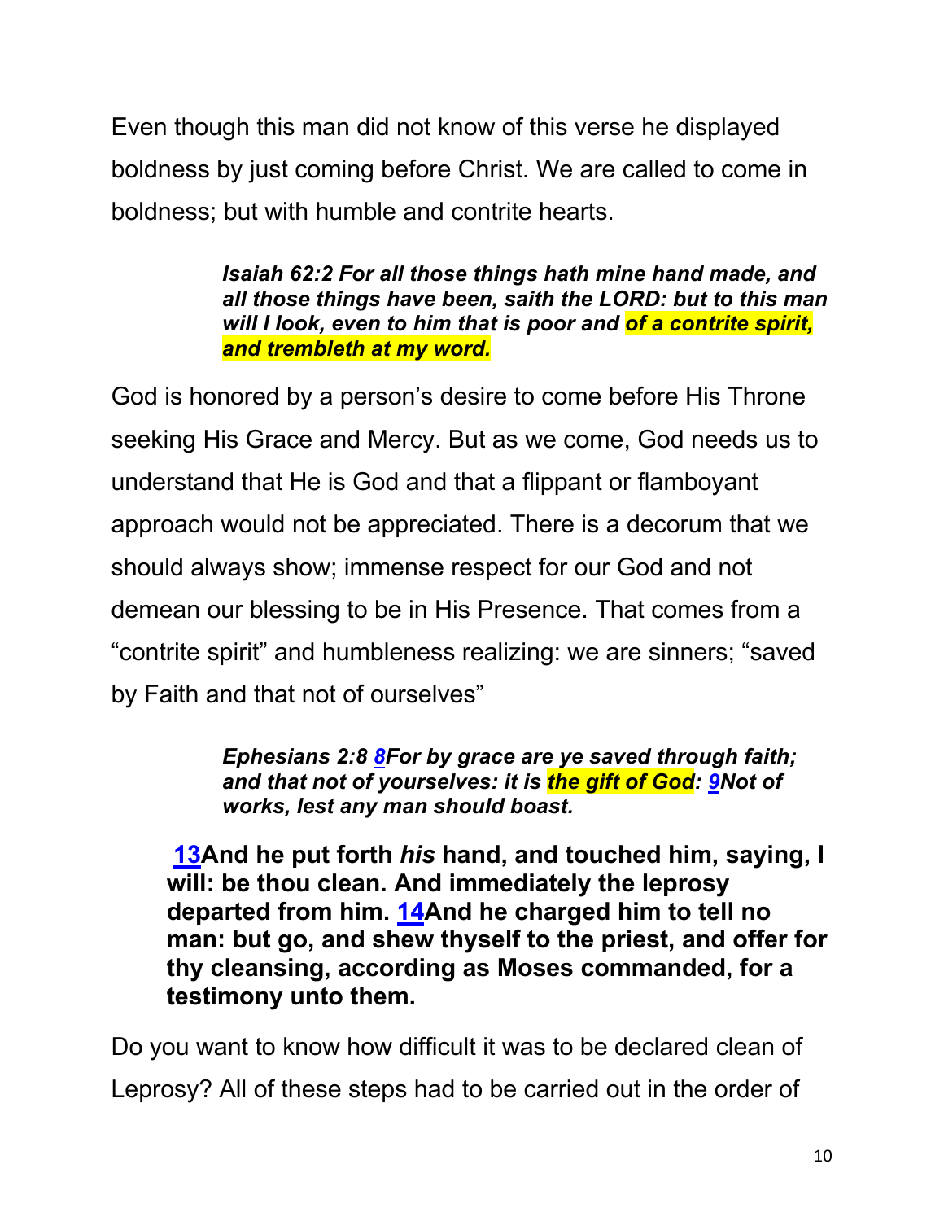Even though this man did not know of this verse he displayed boldness by just coming before Christ. We are called to come in boldness; but with humble and contrite hearts.

> ***Isaiah 62:2 For all those things hath mine hand made, and all those things have been, saith the LORD: but to this man will I look, even to him that is poor and of a contrite spirit, and trembleth at my word.***

God is honored by a person's desire to come before His Throne seeking His Grace and Mercy. But as we come, God needs us to understand that He is God and that a flippant or flamboyant approach would not be appreciated. There is a decorum that we should always show; immense respect for our God and not demean our blessing to be in His Presence. That comes from a "contrite spirit" and humbleness realizing: we are sinners; "saved by Faith and that not of ourselves"

> ***Ephesians 2:8 8For by grace are ye saved through faith; and that not of yourselves: it is the gift of God: 9Not of works, lest any man should boast.***

**13And he put forth *his* hand, and touched him, saying, I will: be thou clean. And immediately the leprosy departed from him. 14And he charged him to tell no man: but go, and shew thyself to the priest, and offer for thy cleansing, according as Moses commanded, for a testimony unto them.**

Do you want to know how difficult it was to be declared clean of Leprosy? All of these steps had to be carried out in the order of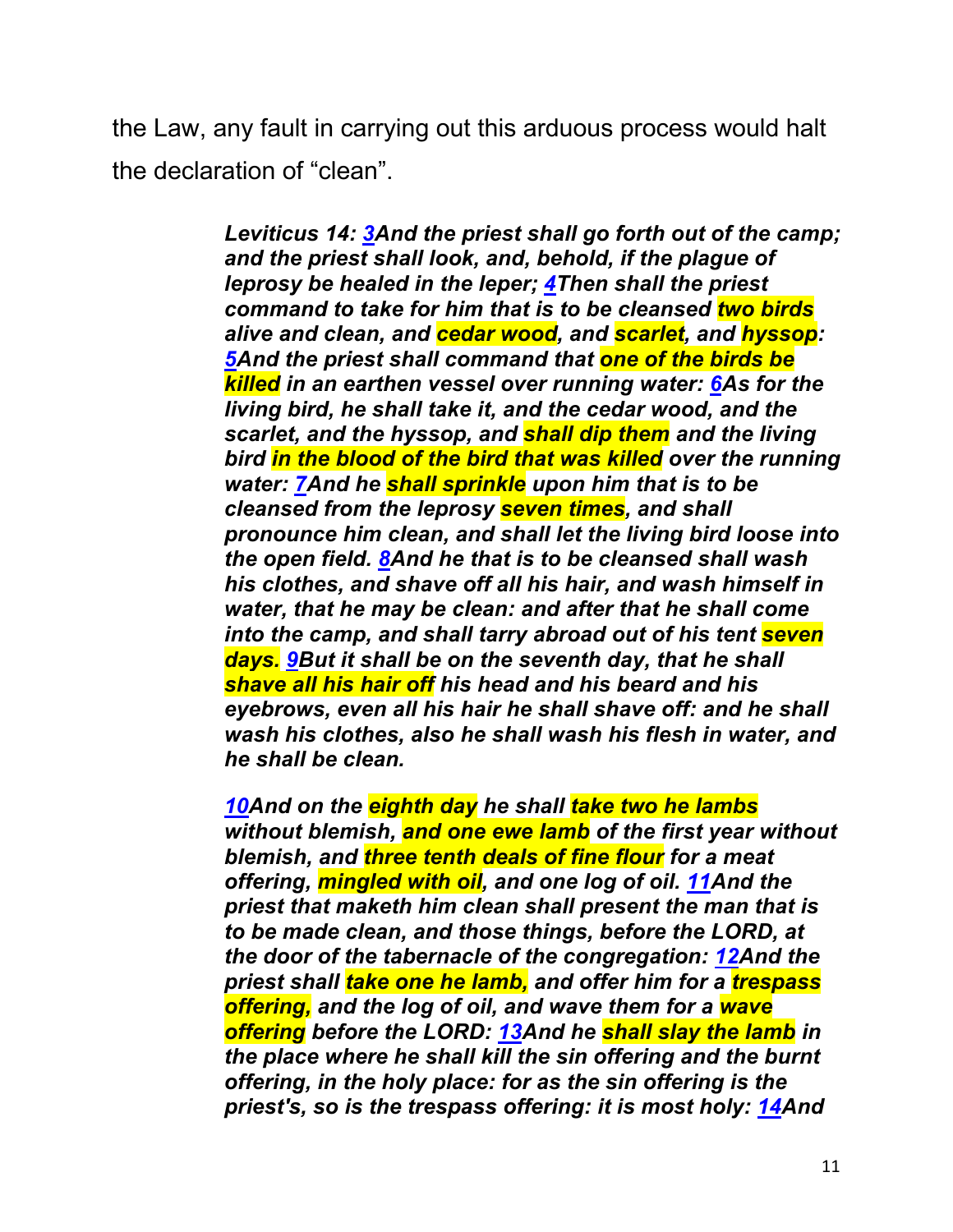the Law, any fault in carrying out this arduous process would halt the declaration of “clean”.

> ***Leviticus 14: [3](#)And the priest shall go forth out of the camp; and the priest shall look, and, behold, if the plague of leprosy be healed in the leper; [4](#)Then shall the priest command to take for him that is to be cleansed two birds alive and clean, and cedar wood, and scarlet, and hyssop: [5](#)And the priest shall command that one of the birds be killed in an earthen vessel over running water: [6](#)As for the living bird, he shall take it, and the cedar wood, and the scarlet, and the hyssop, and shall dip them and the living bird in the blood of the bird that was killed over the running water: [7](#)And he shall sprinkle upon him that is to be cleansed from the leprosy seven times, and shall pronounce him clean, and shall let the living bird loose into the open field. [8](#)And he that is to be cleansed shall wash his clothes, and shave off all his hair, and wash himself in water, that he may be clean: and after that he shall come into the camp, and shall tarry abroad out of his tent seven days. [9](#)But it shall be on the seventh day, that he shall shave all his hair off his head and his beard and his eyebrows, even all his hair he shall shave off: and he shall wash his clothes, also he shall wash his flesh in water, and he shall be clean.***
>
> ***[10](#)And on the eighth day he shall take two he lambs without blemish, and one ewe lamb of the first year without blemish, and three tenth deals of fine flour for a meat offering, mingled with oil, and one log of oil. [11](#)And the priest that maketh him clean shall present the man that is to be made clean, and those things, before the LORD, at the door of the tabernacle of the congregation: [12](#)And the priest shall take one he lamb, and offer him for a trespass offering, and the log of oil, and wave them for a wave offering before the LORD: [13](#)And he shall slay the lamb in the place where he shall kill the sin offering and the burnt offering, in the holy place: for as the sin offering is the priest's, so is the trespass offering: it is most holy: [14](#)And***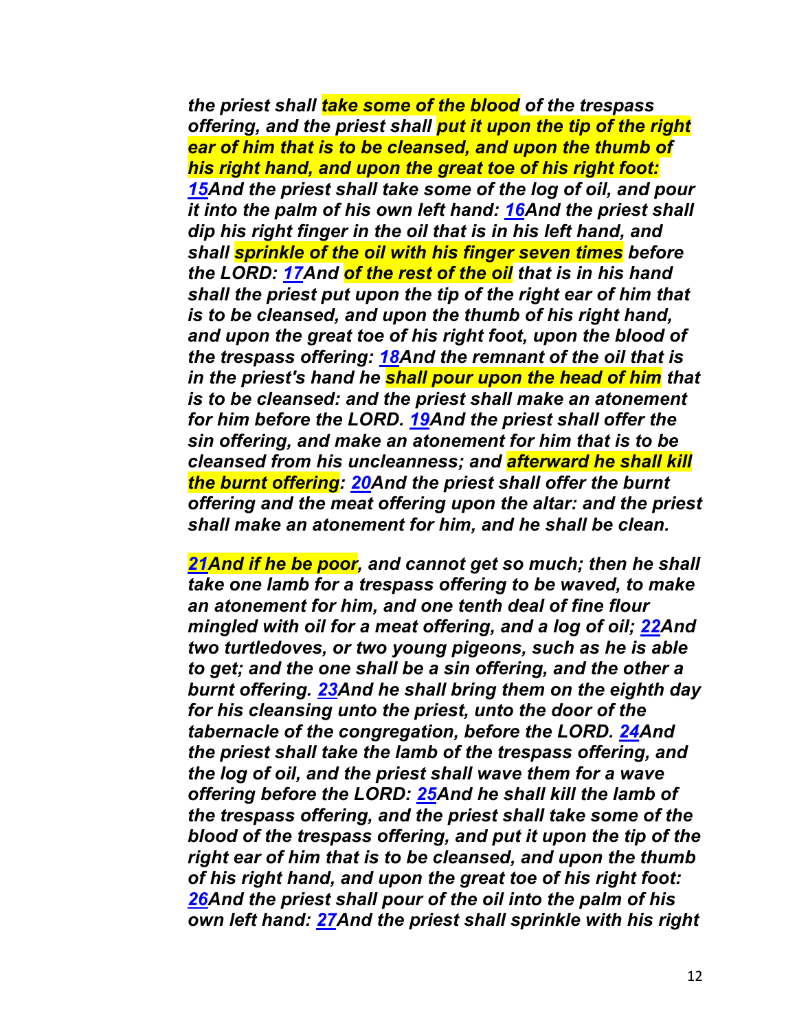***the priest shall take some of the blood of the trespass offering, and the priest shall put it upon the tip of the right ear of him that is to be cleansed, and upon the thumb of his right hand, and upon the great toe of his right foot: [15](#)And the priest shall take some of the log of oil, and pour it into the palm of his own left hand: [16](#)And the priest shall dip his right finger in the oil that is in his left hand, and shall sprinkle of the oil with his finger seven times before the LORD: [17](#)And of the rest of the oil that is in his hand shall the priest put upon the tip of the right ear of him that is to be cleansed, and upon the thumb of his right hand, and upon the great toe of his right foot, upon the blood of the trespass offering: [18](#)And the remnant of the oil that is in the priest's hand he shall pour upon the head of him that is to be cleansed: and the priest shall make an atonement for him before the LORD. [19](#)And the priest shall offer the sin offering, and make an atonement for him that is to be cleansed from his uncleanness; and afterward he shall kill the burnt offering: [20](#)And the priest shall offer the burnt offering and the meat offering upon the altar: and the priest shall make an atonement for him, and he shall be clean.***

***[21](#)And if he be poor, and cannot get so much; then he shall take one lamb for a trespass offering to be waved, to make an atonement for him, and one tenth deal of fine flour mingled with oil for a meat offering, and a log of oil; [22](#)And two turtledoves, or two young pigeons, such as he is able to get; and the one shall be a sin offering, and the other a burnt offering. [23](#)And he shall bring them on the eighth day for his cleansing unto the priest, unto the door of the tabernacle of the congregation, before the LORD. [24](#)And the priest shall take the lamb of the trespass offering, and the log of oil, and the priest shall wave them for a wave offering before the LORD: [25](#)And he shall kill the lamb of the trespass offering, and the priest shall take some of the blood of the trespass offering, and put it upon the tip of the right ear of him that is to be cleansed, and upon the thumb of his right hand, and upon the great toe of his right foot: [26](#)And the priest shall pour of the oil into the palm of his own left hand: [27](#)And the priest shall sprinkle with his right***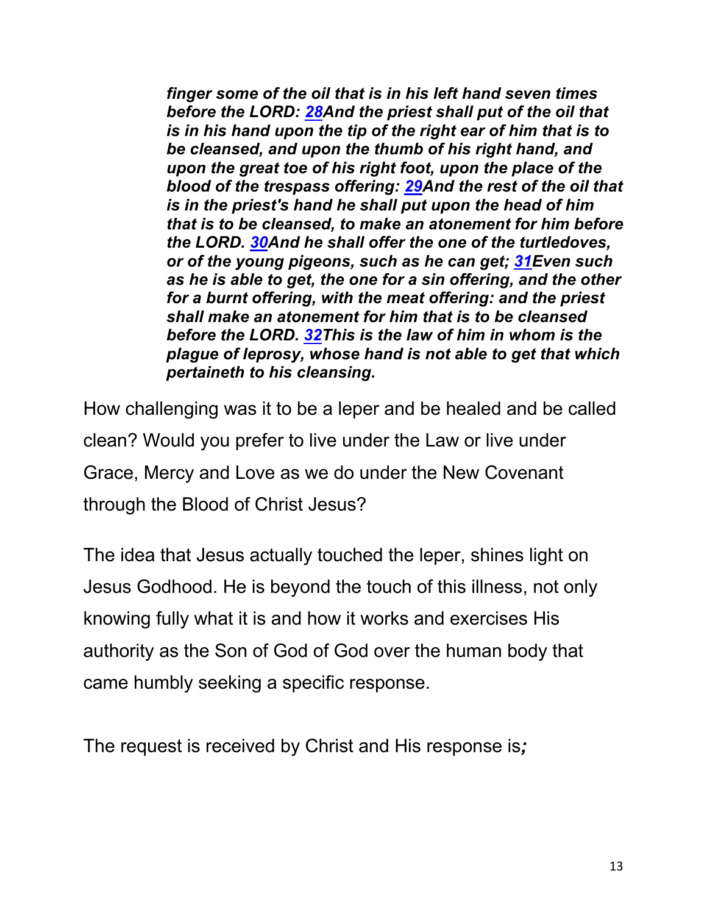***finger some of the oil that is in his left hand seven times before the LORD: [28](#)And the priest shall put of the oil that is in his hand upon the tip of the right ear of him that is to be cleansed, and upon the thumb of his right hand, and upon the great toe of his right foot, upon the place of the blood of the trespass offering: [29](#)And the rest of the oil that is in the priest's hand he shall put upon the head of him that is to be cleansed, to make an atonement for him before the LORD. [30](#)And he shall offer the one of the turtledoves, or of the young pigeons, such as he can get; [31](#)Even such as he is able to get, the one for a sin offering, and the other for a burnt offering, with the meat offering: and the priest shall make an atonement for him that is to be cleansed before the LORD. [32](#)This is the law of him in whom is the plague of leprosy, whose hand is not able to get that which pertaineth to his cleansing.***

How challenging was it to be a leper and be healed and be called clean? Would you prefer to live under the Law or live under Grace, Mercy and Love as we do under the New Covenant through the Blood of Christ Jesus?

The idea that Jesus actually touched the leper, shines light on Jesus Godhood. He is beyond the touch of this illness, not only knowing fully what it is and how it works and exercises His authority as the Son of God of God over the human body that came humbly seeking a specific response.

The request is received by Christ and His response is***;***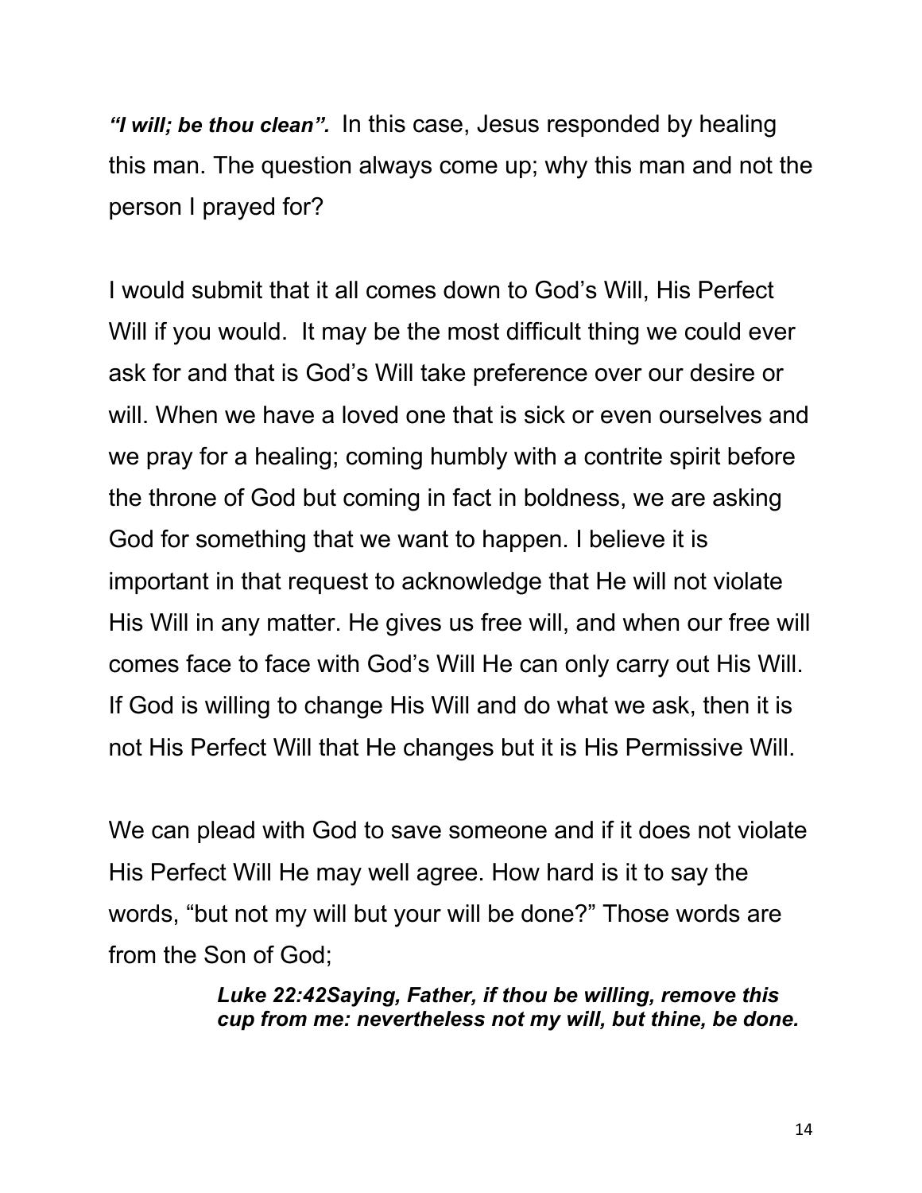***"I will; be thou clean".*** In this case, Jesus responded by healing this man. The question always come up; why this man and not the person I prayed for?

I would submit that it all comes down to God's Will, His Perfect Will if you would. It may be the most difficult thing we could ever ask for and that is God's Will take preference over our desire or will. When we have a loved one that is sick or even ourselves and we pray for a healing; coming humbly with a contrite spirit before the throne of God but coming in fact in boldness, we are asking God for something that we want to happen. I believe it is important in that request to acknowledge that He will not violate His Will in any matter. He gives us free will, and when our free will comes face to face with God's Will He can only carry out His Will. If God is willing to change His Will and do what we ask, then it is not His Perfect Will that He changes but it is His Permissive Will.

We can plead with God to save someone and if it does not violate His Perfect Will He may well agree. How hard is it to say the words, "but not my will but your will be done?" Those words are from the Son of God;

> ***Luke 22:42Saying, Father, if thou be willing, remove this cup from me: nevertheless not my will, but thine, be done.***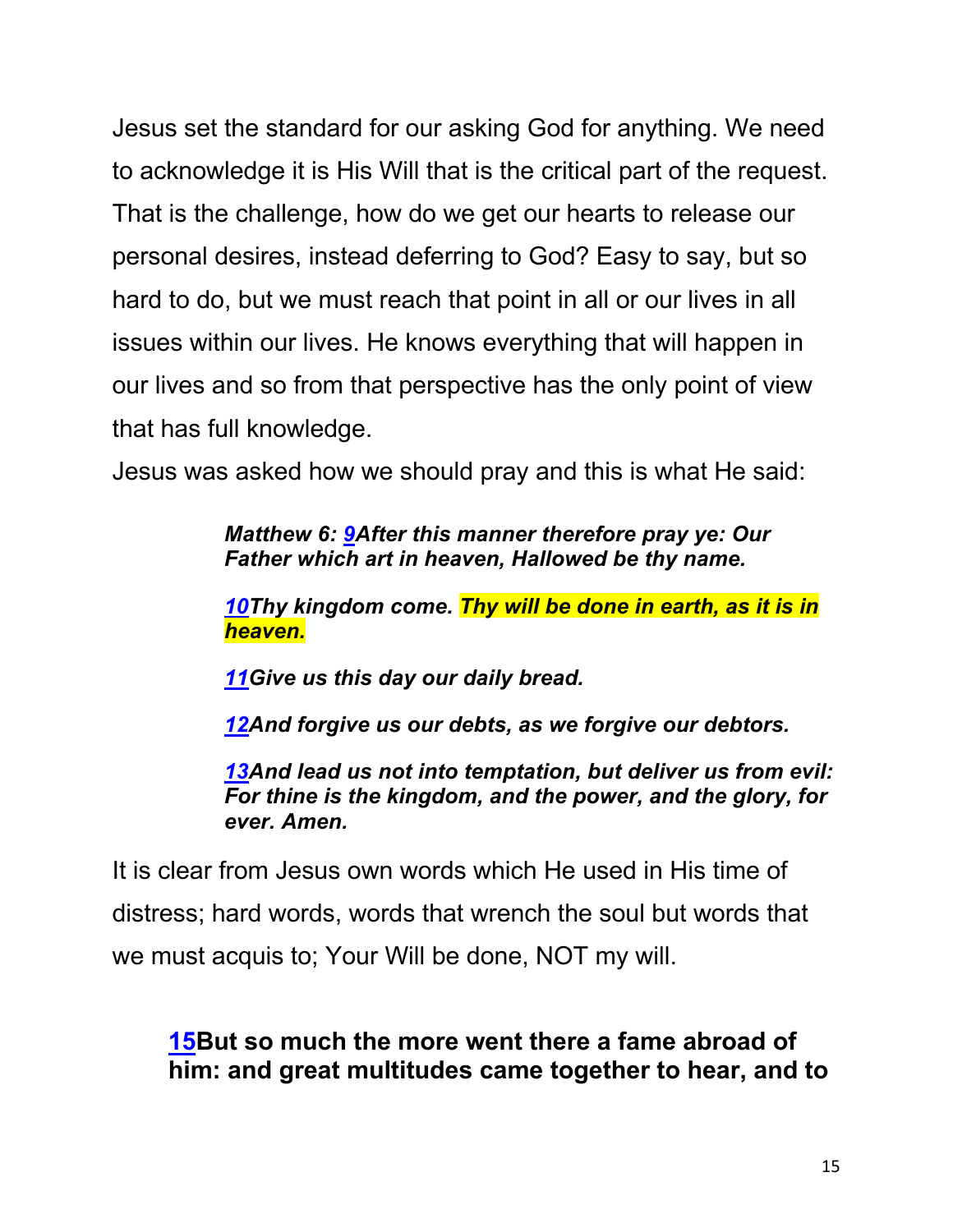Jesus set the standard for our asking God for anything. We need to acknowledge it is His Will that is the critical part of the request. That is the challenge, how do we get our hearts to release our personal desires, instead deferring to God? Easy to say, but so hard to do, but we must reach that point in all or our lives in all issues within our lives. He knows everything that will happen in our lives and so from that perspective has the only point of view that has full knowledge.

Jesus was asked how we should pray and this is what He said:

> ***Matthew 6: 9After this manner therefore pray ye: Our Father which art in heaven, Hallowed be thy name.***
>
> ***10Thy kingdom come. Thy will be done in earth, as it is in heaven.***
>
> ***11Give us this day our daily bread.***
>
> ***12And forgive us our debts, as we forgive our debtors.***
>
> ***13And lead us not into temptation, but deliver us from evil: For thine is the kingdom, and the power, and the glory, for ever. Amen.***

It is clear from Jesus own words which He used in His time of distress; hard words, words that wrench the soul but words that we must acquis to; Your Will be done, NOT my will.

> **15But so much the more went there a fame abroad of him: and great multitudes came together to hear, and to**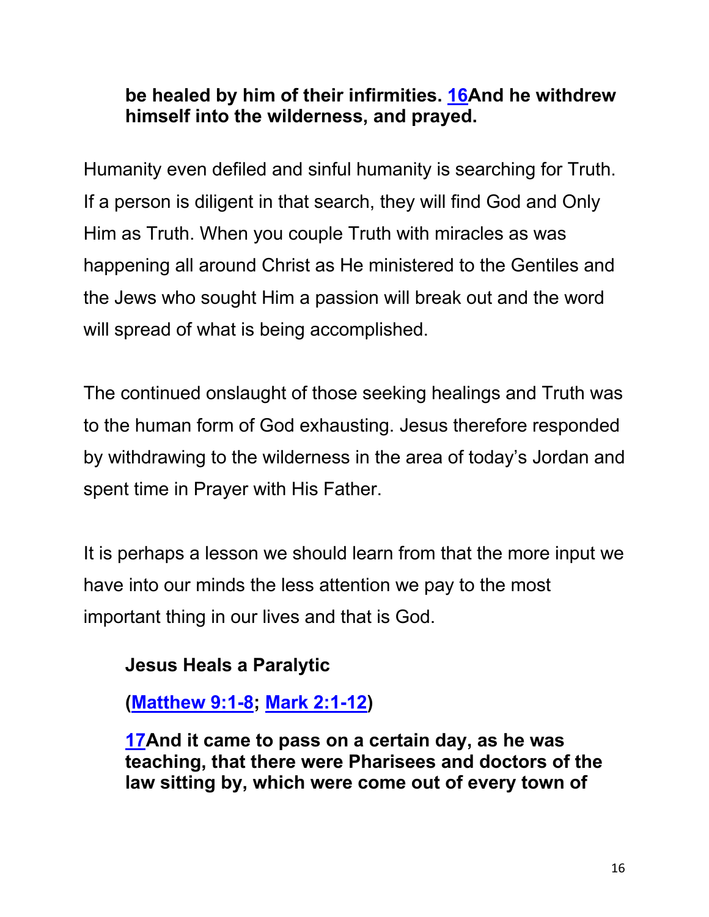**be healed by him of their infirmities. 16And he withdrew himself into the wilderness, and prayed.**

Humanity even defiled and sinful humanity is searching for Truth. If a person is diligent in that search, they will find God and Only Him as Truth. When you couple Truth with miracles as was happening all around Christ as He ministered to the Gentiles and the Jews who sought Him a passion will break out and the word will spread of what is being accomplished.

The continued onslaught of those seeking healings and Truth was to the human form of God exhausting. Jesus therefore responded by withdrawing to the wilderness in the area of today's Jordan and spent time in Prayer with His Father.

It is perhaps a lesson we should learn from that the more input we have into our minds the less attention we pay to the most important thing in our lives and that is God.

**Jesus Heals a Paralytic**

**(Matthew 9:1-8; Mark 2:1-12)**

**17And it came to pass on a certain day, as he was teaching, that there were Pharisees and doctors of the law sitting by, which were come out of every town of**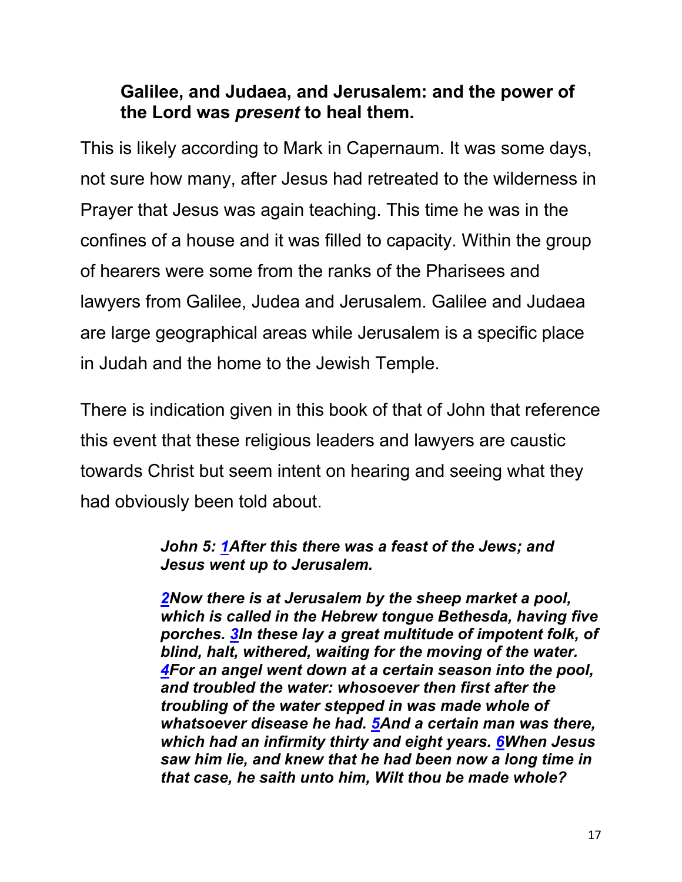**Galilee, and Judaea, and Jerusalem: and the power of the Lord was *present* to heal them.**

This is likely according to Mark in Capernaum. It was some days, not sure how many, after Jesus had retreated to the wilderness in Prayer that Jesus was again teaching. This time he was in the confines of a house and it was filled to capacity. Within the group of hearers were some from the ranks of the Pharisees and lawyers from Galilee, Judea and Jerusalem. Galilee and Judaea are large geographical areas while Jerusalem is a specific place in Judah and the home to the Jewish Temple.

There is indication given in this book of that of John that reference this event that these religious leaders and lawyers are caustic towards Christ but seem intent on hearing and seeing what they had obviously been told about.

> ***John 5: 1After this there was a feast of the Jews; and Jesus went up to Jerusalem.***
>
> ***2Now there is at Jerusalem by the sheep market a pool, which is called in the Hebrew tongue Bethesda, having five porches. 3In these lay a great multitude of impotent folk, of blind, halt, withered, waiting for the moving of the water. 4For an angel went down at a certain season into the pool, and troubled the water: whosoever then first after the troubling of the water stepped in was made whole of whatsoever disease he had. 5And a certain man was there, which had an infirmity thirty and eight years. 6When Jesus saw him lie, and knew that he had been now a long time in that case, he saith unto him, Wilt thou be made whole?***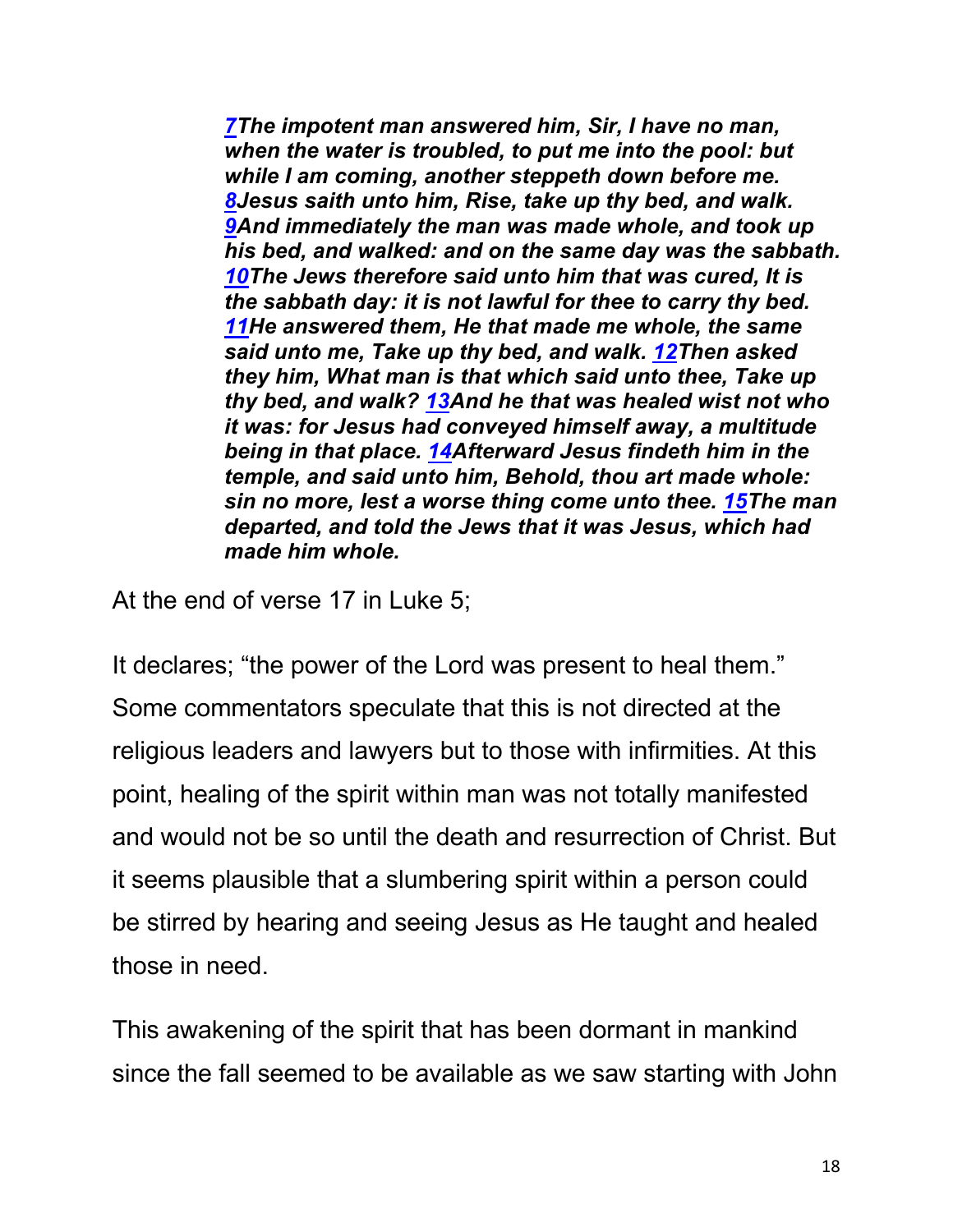***7**The impotent man answered him, Sir, I have no man, when the water is troubled, to put me into the pool: but while I am coming, another steppeth down before me. **8**Jesus saith unto him, Rise, take up thy bed, and walk. **9**And immediately the man was made whole, and took up his bed, and walked: and on the same day was the sabbath. **10**The Jews therefore said unto him that was cured, It is the sabbath day: it is not lawful for thee to carry thy bed. **11**He answered them, He that made me whole, the same said unto me, Take up thy bed, and walk. **12**Then asked they him, What man is that which said unto thee, Take up thy bed, and walk? **13**And he that was healed wist not who it was: for Jesus had conveyed himself away, a multitude being in that place. **14**Afterward Jesus findeth him in the temple, and said unto him, Behold, thou art made whole: sin no more, lest a worse thing come unto thee. **15**The man departed, and told the Jews that it was Jesus, which had made him whole.*

At the end of verse 17 in Luke 5;

It declares; "the power of the Lord was present to heal them." Some commentators speculate that this is not directed at the religious leaders and lawyers but to those with infirmities. At this point, healing of the spirit within man was not totally manifested and would not be so until the death and resurrection of Christ. But it seems plausible that a slumbering spirit within a person could be stirred by hearing and seeing Jesus as He taught and healed those in need.

This awakening of the spirit that has been dormant in mankind since the fall seemed to be available as we saw starting with John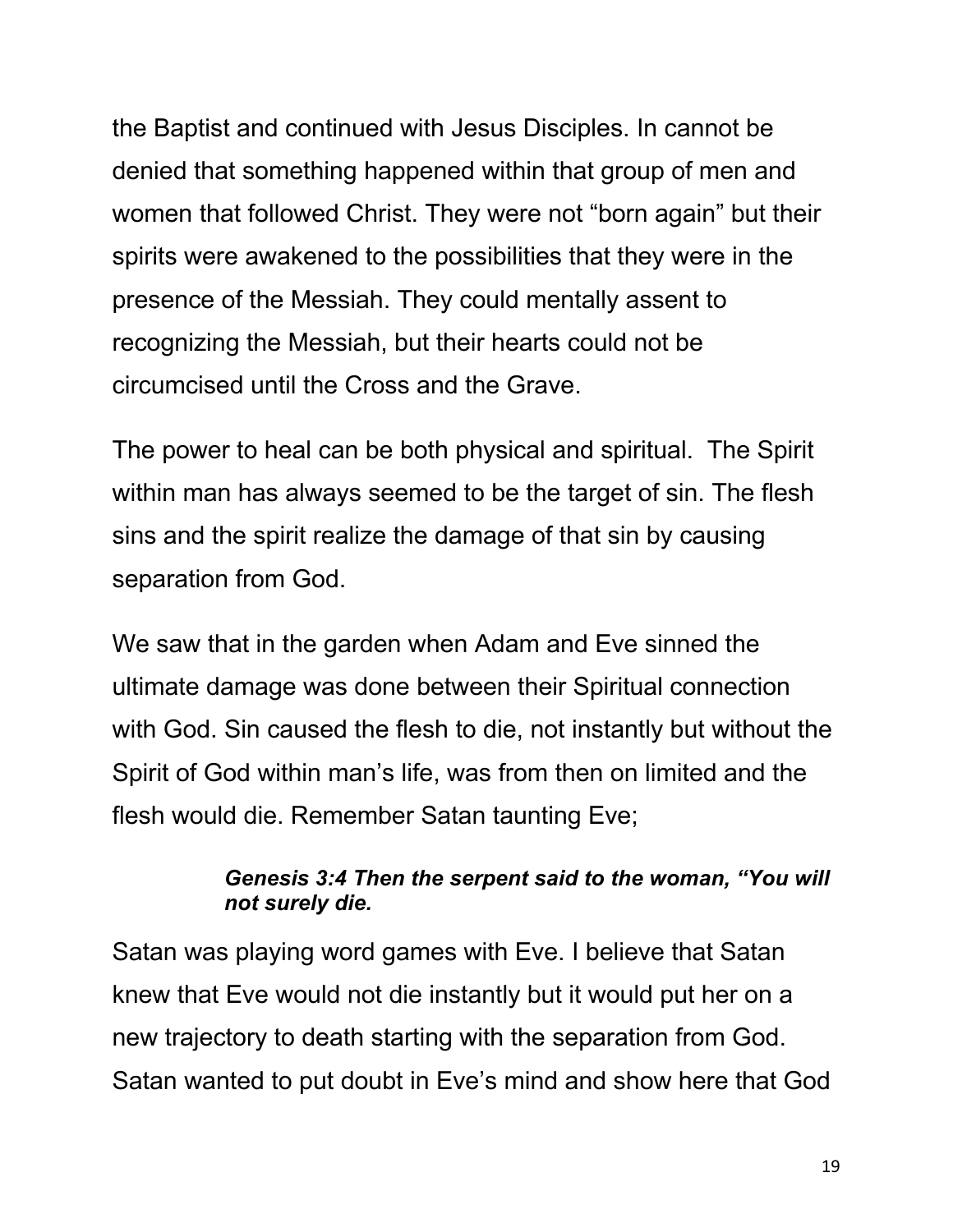the Baptist and continued with Jesus Disciples. In cannot be denied that something happened within that group of men and women that followed Christ. They were not "born again" but their spirits were awakened to the possibilities that they were in the presence of the Messiah. They could mentally assent to recognizing the Messiah, but their hearts could not be circumcised until the Cross and the Grave.

The power to heal can be both physical and spiritual. The Spirit within man has always seemed to be the target of sin. The flesh sins and the spirit realize the damage of that sin by causing separation from God.

We saw that in the garden when Adam and Eve sinned the ultimate damage was done between their Spiritual connection with God. Sin caused the flesh to die, not instantly but without the Spirit of God within man's life, was from then on limited and the flesh would die. Remember Satan taunting Eve;

> ***Genesis 3:4 Then the serpent said to the woman, "You will not surely die.***

Satan was playing word games with Eve. I believe that Satan knew that Eve would not die instantly but it would put her on a new trajectory to death starting with the separation from God. Satan wanted to put doubt in Eve's mind and show here that God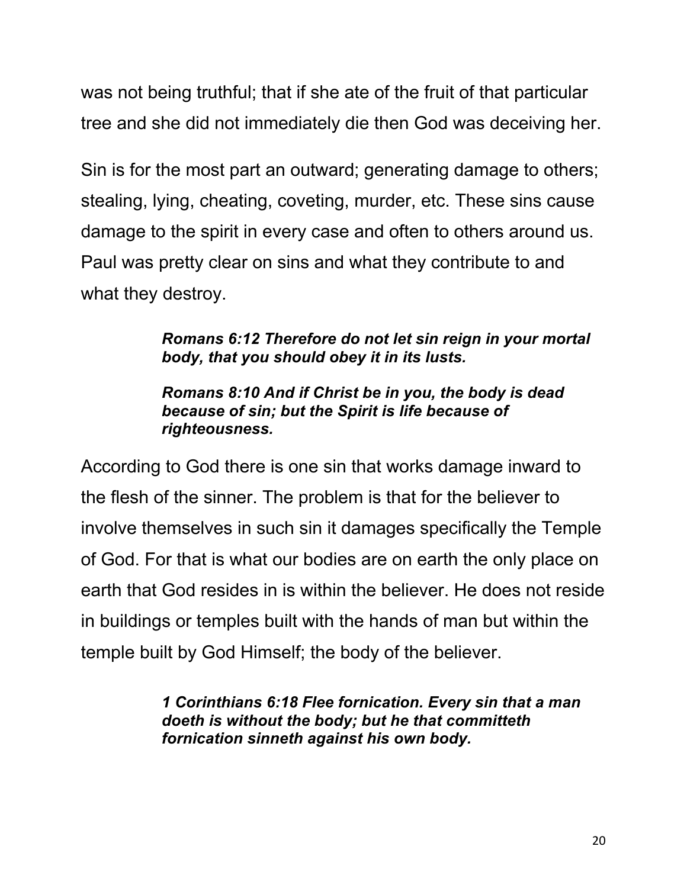was not being truthful; that if she ate of the fruit of that particular tree and she did not immediately die then God was deceiving her.

Sin is for the most part an outward; generating damage to others; stealing, lying, cheating, coveting, murder, etc. These sins cause damage to the spirit in every case and often to others around us. Paul was pretty clear on sins and what they contribute to and what they destroy.

> ***Romans 6:12 Therefore do not let sin reign in your mortal body, that you should obey it in its lusts.***
>
> ***Romans 8:10 And if Christ be in you, the body is dead because of sin; but the Spirit is life because of righteousness.***

According to God there is one sin that works damage inward to the flesh of the sinner. The problem is that for the believer to involve themselves in such sin it damages specifically the Temple of God. For that is what our bodies are on earth the only place on earth that God resides in is within the believer. He does not reside in buildings or temples built with the hands of man but within the temple built by God Himself; the body of the believer.

> ***1 Corinthians 6:18 Flee fornication. Every sin that a man doeth is without the body; but he that committeth fornication sinneth against his own body.***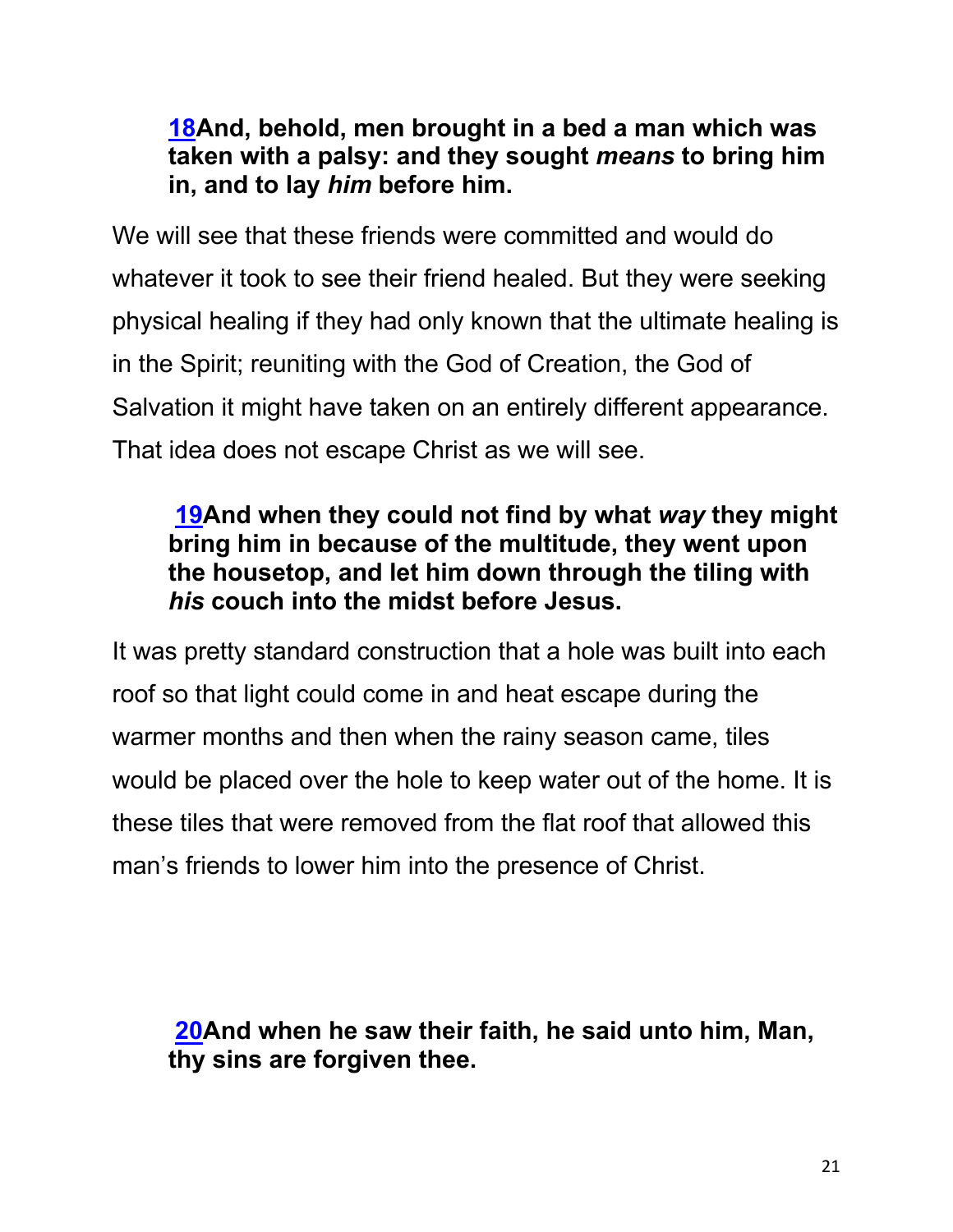**[18](#)And, behold, men brought in a bed a man which was taken with a palsy: and they sought *means* to bring him in, and to lay *him* before him.**

We will see that these friends were committed and would do whatever it took to see their friend healed. But they were seeking physical healing if they had only known that the ultimate healing is in the Spirit; reuniting with the God of Creation, the God of Salvation it might have taken on an entirely different appearance. That idea does not escape Christ as we will see.

**[19](#)And when they could not find by what *way* they might bring him in because of the multitude, they went upon the housetop, and let him down through the tiling with *his* couch into the midst before Jesus.**

It was pretty standard construction that a hole was built into each roof so that light could come in and heat escape during the warmer months and then when the rainy season came, tiles would be placed over the hole to keep water out of the home. It is these tiles that were removed from the flat roof that allowed this man's friends to lower him into the presence of Christ.

**[20](#)And when he saw their faith, he said unto him, Man, thy sins are forgiven thee.**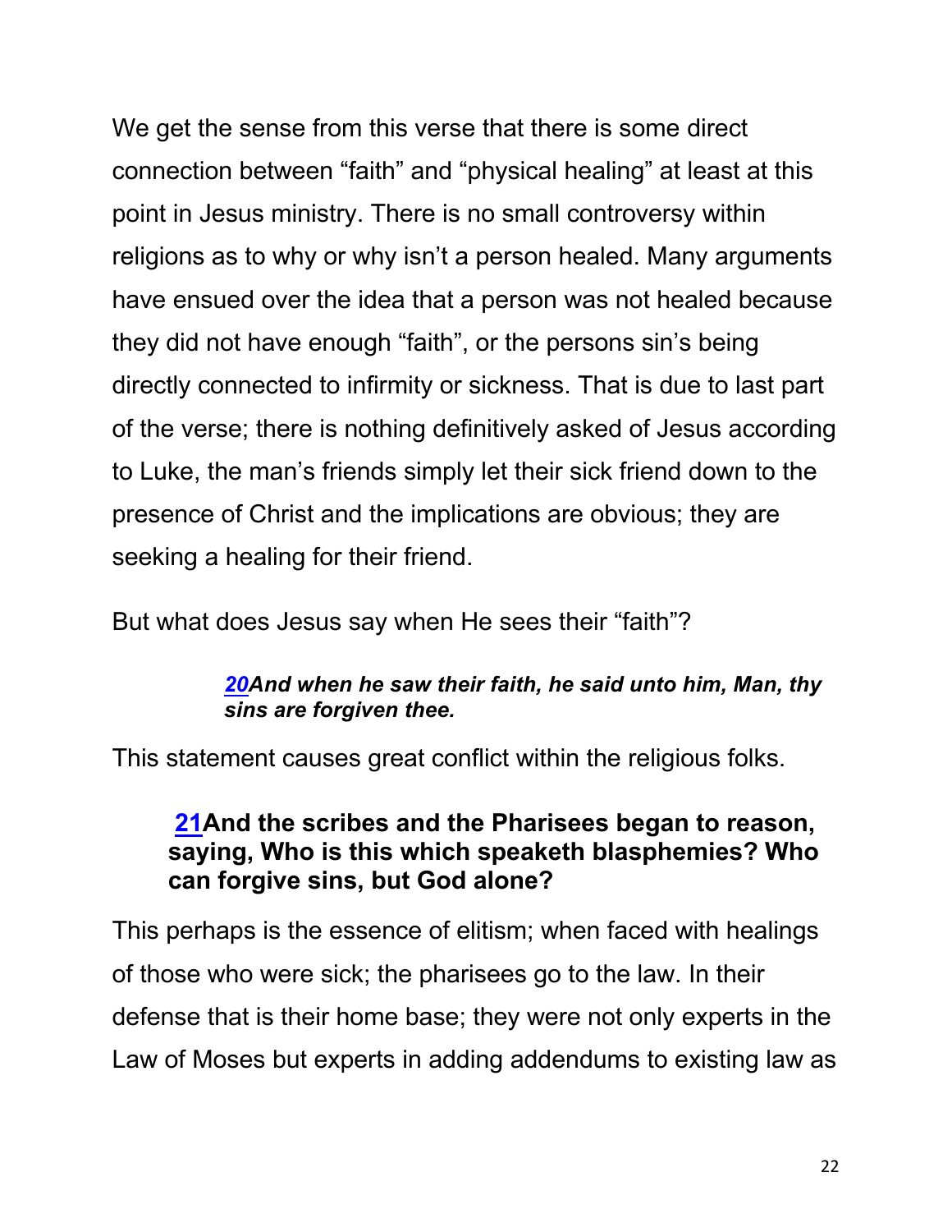We get the sense from this verse that there is some direct connection between “faith” and “physical healing” at least at this point in Jesus ministry. There is no small controversy within religions as to why or why isn’t a person healed. Many arguments have ensued over the idea that a person was not healed because they did not have enough “faith”, or the persons sin’s being directly connected to infirmity or sickness. That is due to last part of the verse; there is nothing definitively asked of Jesus according to Luke, the man’s friends simply let their sick friend down to the presence of Christ and the implications are obvious; they are seeking a healing for their friend.

But what does Jesus say when He sees their “faith”?

> ***20And when he saw their faith, he said unto him, Man, thy sins are forgiven thee.***

This statement causes great conflict within the religious folks.

> **21And the scribes and the Pharisees began to reason, saying, Who is this which speaketh blasphemies? Who can forgive sins, but God alone?**

This perhaps is the essence of elitism; when faced with healings of those who were sick; the pharisees go to the law. In their defense that is their home base; they were not only experts in the Law of Moses but experts in adding addendums to existing law as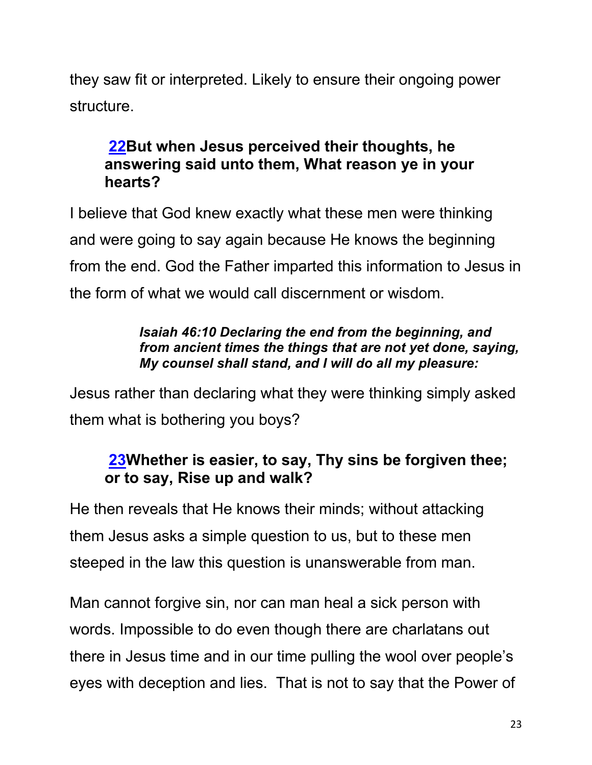they saw fit or interpreted. Likely to ensure their ongoing power structure.

> **22But when Jesus perceived their thoughts, he answering said unto them, What reason ye in your hearts?**

I believe that God knew exactly what these men were thinking and were going to say again because He knows the beginning from the end. God the Father imparted this information to Jesus in the form of what we would call discernment or wisdom.

> ***Isaiah 46:10 Declaring the end from the beginning, and from ancient times the things that are not yet done, saying, My counsel shall stand, and I will do all my pleasure:***

Jesus rather than declaring what they were thinking simply asked them what is bothering you boys?

> **23Whether is easier, to say, Thy sins be forgiven thee; or to say, Rise up and walk?**

He then reveals that He knows their minds; without attacking them Jesus asks a simple question to us, but to these men steeped in the law this question is unanswerable from man.

Man cannot forgive sin, nor can man heal a sick person with words. Impossible to do even though there are charlatans out there in Jesus time and in our time pulling the wool over people's eyes with deception and lies. That is not to say that the Power of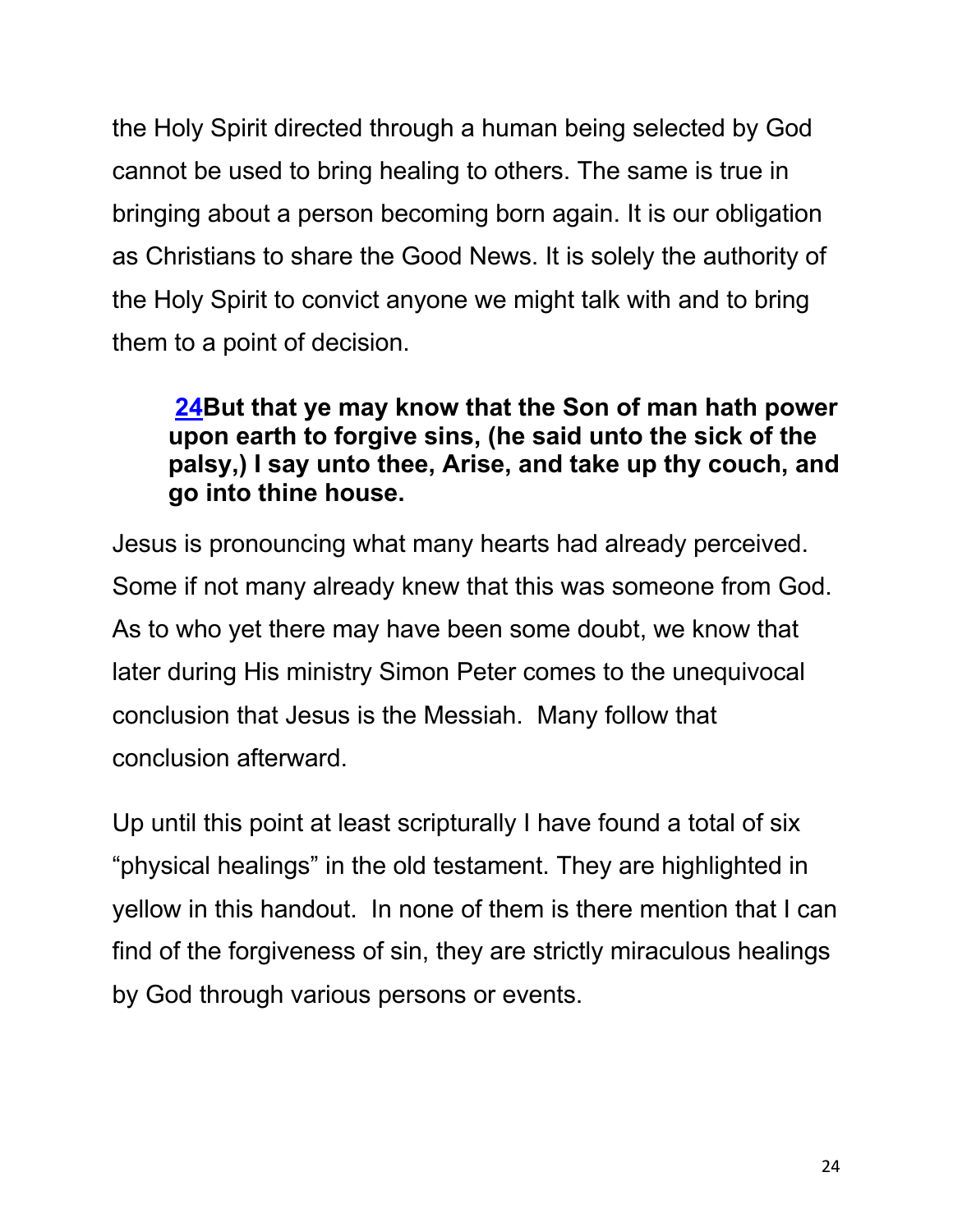the Holy Spirit directed through a human being selected by God cannot be used to bring healing to others. The same is true in bringing about a person becoming born again. It is our obligation as Christians to share the Good News. It is solely the authority of the Holy Spirit to convict anyone we might talk with and to bring them to a point of decision.

> **24But that ye may know that the Son of man hath power upon earth to forgive sins, (he said unto the sick of the palsy,) I say unto thee, Arise, and take up thy couch, and go into thine house.**

Jesus is pronouncing what many hearts had already perceived. Some if not many already knew that this was someone from God. As to who yet there may have been some doubt, we know that later during His ministry Simon Peter comes to the unequivocal conclusion that Jesus is the Messiah. Many follow that conclusion afterward.

Up until this point at least scripturally I have found a total of six "physical healings" in the old testament. They are highlighted in yellow in this handout. In none of them is there mention that I can find of the forgiveness of sin, they are strictly miraculous healings by God through various persons or events.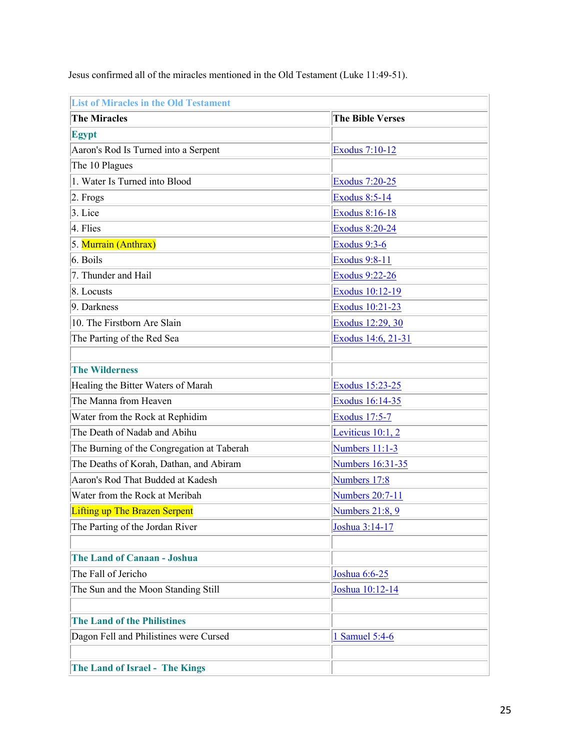Jesus confirmed all of the miracles mentioned in the Old Testament (Luke 11:49-51).

| List of Miracles in the Old Testament | |
|---|---|
| **The Miracles** | **The Bible Verses** |
| **Egypt** | |
| Aaron's Rod Is Turned into a Serpent | Exodus 7:10-12 |
| The 10 Plagues | |
| 1. Water Is Turned into Blood | Exodus 7:20-25 |
| 2. Frogs | Exodus 8:5-14 |
| 3. Lice | Exodus 8:16-18 |
| 4. Flies | Exodus 8:20-24 |
| 5. Murrain (Anthrax) | Exodus 9:3-6 |
| 6. Boils | Exodus 9:8-11 |
| 7. Thunder and Hail | Exodus 9:22-26 |
| 8. Locusts | Exodus 10:12-19 |
| 9. Darkness | Exodus 10:21-23 |
| 10. The Firstborn Are Slain | Exodus 12:29, 30 |
| The Parting of the Red Sea | Exodus 14:6, 21-31 |
| | |
| **The Wilderness** | |
| Healing the Bitter Waters of Marah | Exodus 15:23-25 |
| The Manna from Heaven | Exodus 16:14-35 |
| Water from the Rock at Rephidim | Exodus 17:5-7 |
| The Death of Nadab and Abihu | Leviticus 10:1, 2 |
| The Burning of the Congregation at Taberah | Numbers 11:1-3 |
| The Deaths of Korah, Dathan, and Abiram | Numbers 16:31-35 |
| Aaron's Rod That Budded at Kadesh | Numbers 17:8 |
| Water from the Rock at Meribah | Numbers 20:7-11 |
| Lifting up The Brazen Serpent | Numbers 21:8, 9 |
| The Parting of the Jordan River | Joshua 3:14-17 |
| | |
| **The Land of Canaan - Joshua** | |
| The Fall of Jericho | Joshua 6:6-25 |
| The Sun and the Moon Standing Still | Joshua 10:12-14 |
| | |
| **The Land of the Philistines** | |
| Dagon Fell and Philistines were Cursed | 1 Samuel 5:4-6 |
| | |
| **The Land of Israel - The Kings** | |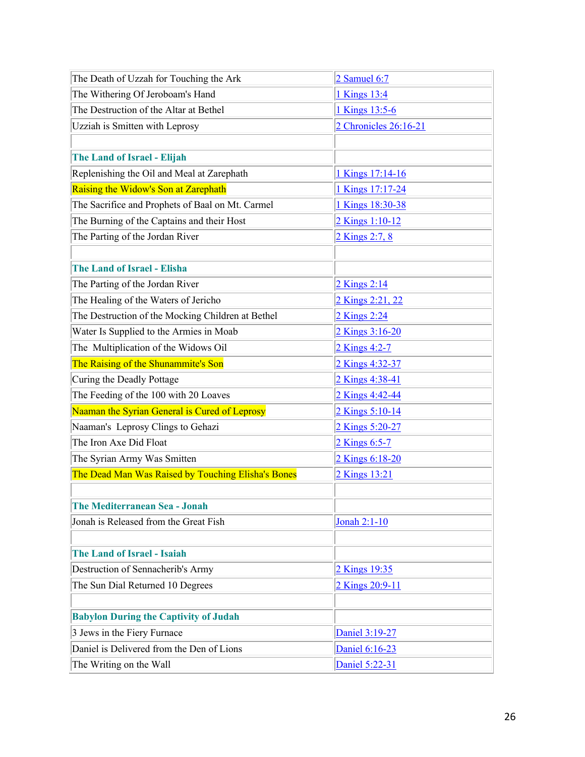| | |
|---|---|
| The Death of Uzzah for Touching the Ark | 2 Samuel 6:7 |
| The Withering Of Jeroboam's Hand | 1 Kings 13:4 |
| The Destruction of the Altar at Bethel | 1 Kings 13:5-6 |
| Uzziah is Smitten with Leprosy | 2 Chronicles 26:16-21 |
| | |
| **The Land of Israel - Elijah** | |
| Replenishing the Oil and Meal at Zarephath | 1 Kings 17:14-16 |
| Raising the Widow's Son at Zarephath | 1 Kings 17:17-24 |
| The Sacrifice and Prophets of Baal on Mt. Carmel | 1 Kings 18:30-38 |
| The Burning of the Captains and their Host | 2 Kings 1:10-12 |
| The Parting of the Jordan River | 2 Kings 2:7, 8 |
| | |
| **The Land of Israel - Elisha** | |
| The Parting of the Jordan River | 2 Kings 2:14 |
| The Healing of the Waters of Jericho | 2 Kings 2:21, 22 |
| The Destruction of the Mocking Children at Bethel | 2 Kings 2:24 |
| Water Is Supplied to the Armies in Moab | 2 Kings 3:16-20 |
| The Multiplication of the Widows Oil | 2 Kings 4:2-7 |
| The Raising of the Shunammite's Son | 2 Kings 4:32-37 |
| Curing the Deadly Pottage | 2 Kings 4:38-41 |
| The Feeding of the 100 with 20 Loaves | 2 Kings 4:42-44 |
| Naaman the Syrian General is Cured of Leprosy | 2 Kings 5:10-14 |
| Naaman's Leprosy Clings to Gehazi | 2 Kings 5:20-27 |
| The Iron Axe Did Float | 2 Kings 6:5-7 |
| The Syrian Army Was Smitten | 2 Kings 6:18-20 |
| The Dead Man Was Raised by Touching Elisha's Bones | 2 Kings 13:21 |
| | |
| **The Mediterranean Sea - Jonah** | |
| Jonah is Released from the Great Fish | Jonah 2:1-10 |
| | |
| **The Land of Israel - Isaiah** | |
| Destruction of Sennacherib's Army | 2 Kings 19:35 |
| The Sun Dial Returned 10 Degrees | 2 Kings 20:9-11 |
| | |
| **Babylon During the Captivity of Judah** | |
| 3 Jews in the Fiery Furnace | Daniel 3:19-27 |
| Daniel is Delivered from the Den of Lions | Daniel 6:16-23 |
| The Writing on the Wall | Daniel 5:22-31 |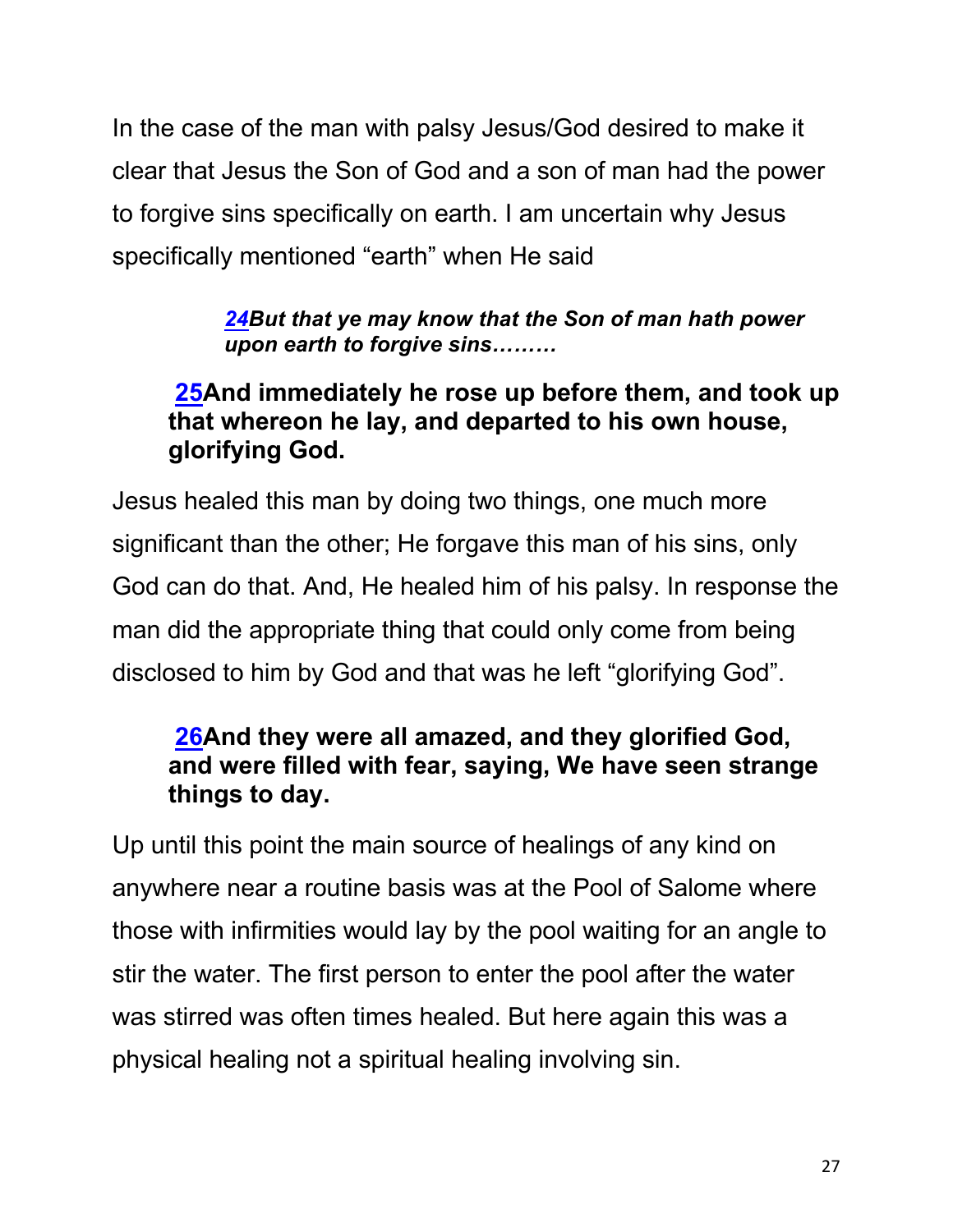In the case of the man with palsy Jesus/God desired to make it clear that Jesus the Son of God and a son of man had the power to forgive sins specifically on earth. I am uncertain why Jesus specifically mentioned “earth” when He said

> ***24But that ye may know that the Son of man hath power upon earth to forgive sins………***

> **25And immediately he rose up before them, and took up that whereon he lay, and departed to his own house, glorifying God.**

Jesus healed this man by doing two things, one much more significant than the other; He forgave this man of his sins, only God can do that. And, He healed him of his palsy. In response the man did the appropriate thing that could only come from being disclosed to him by God and that was he left “glorifying God”.

> **26And they were all amazed, and they glorified God, and were filled with fear, saying, We have seen strange things to day.**

Up until this point the main source of healings of any kind on anywhere near a routine basis was at the Pool of Salome where those with infirmities would lay by the pool waiting for an angle to stir the water. The first person to enter the pool after the water was stirred was often times healed. But here again this was a physical healing not a spiritual healing involving sin.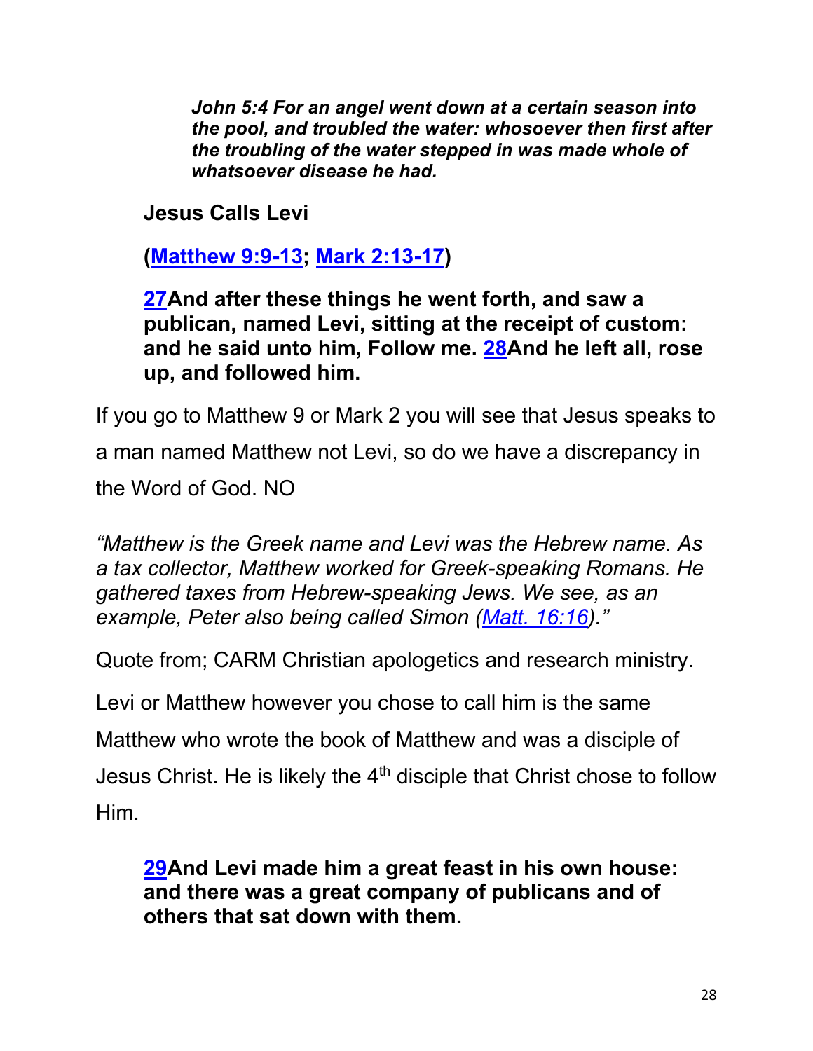***John 5:4 For an angel went down at a certain season into the pool, and troubled the water: whosoever then first after the troubling of the water stepped in was made whole of whatsoever disease he had.***

**Jesus Calls Levi**

**(Matthew 9:9-13; Mark 2:13-17)**

**27And after these things he went forth, and saw a publican, named Levi, sitting at the receipt of custom: and he said unto him, Follow me. 28And he left all, rose up, and followed him.**

If you go to Matthew 9 or Mark 2 you will see that Jesus speaks to a man named Matthew not Levi, so do we have a discrepancy in the Word of God. NO

*"Matthew is the Greek name and Levi was the Hebrew name. As a tax collector, Matthew worked for Greek-speaking Romans. He gathered taxes from Hebrew-speaking Jews. We see, as an example, Peter also being called Simon (Matt. 16:16)."*

Quote from; CARM Christian apologetics and research ministry.

Levi or Matthew however you chose to call him is the same Matthew who wrote the book of Matthew and was a disciple of Jesus Christ. He is likely the 4th disciple that Christ chose to follow Him.

**29And Levi made him a great feast in his own house: and there was a great company of publicans and of others that sat down with them.**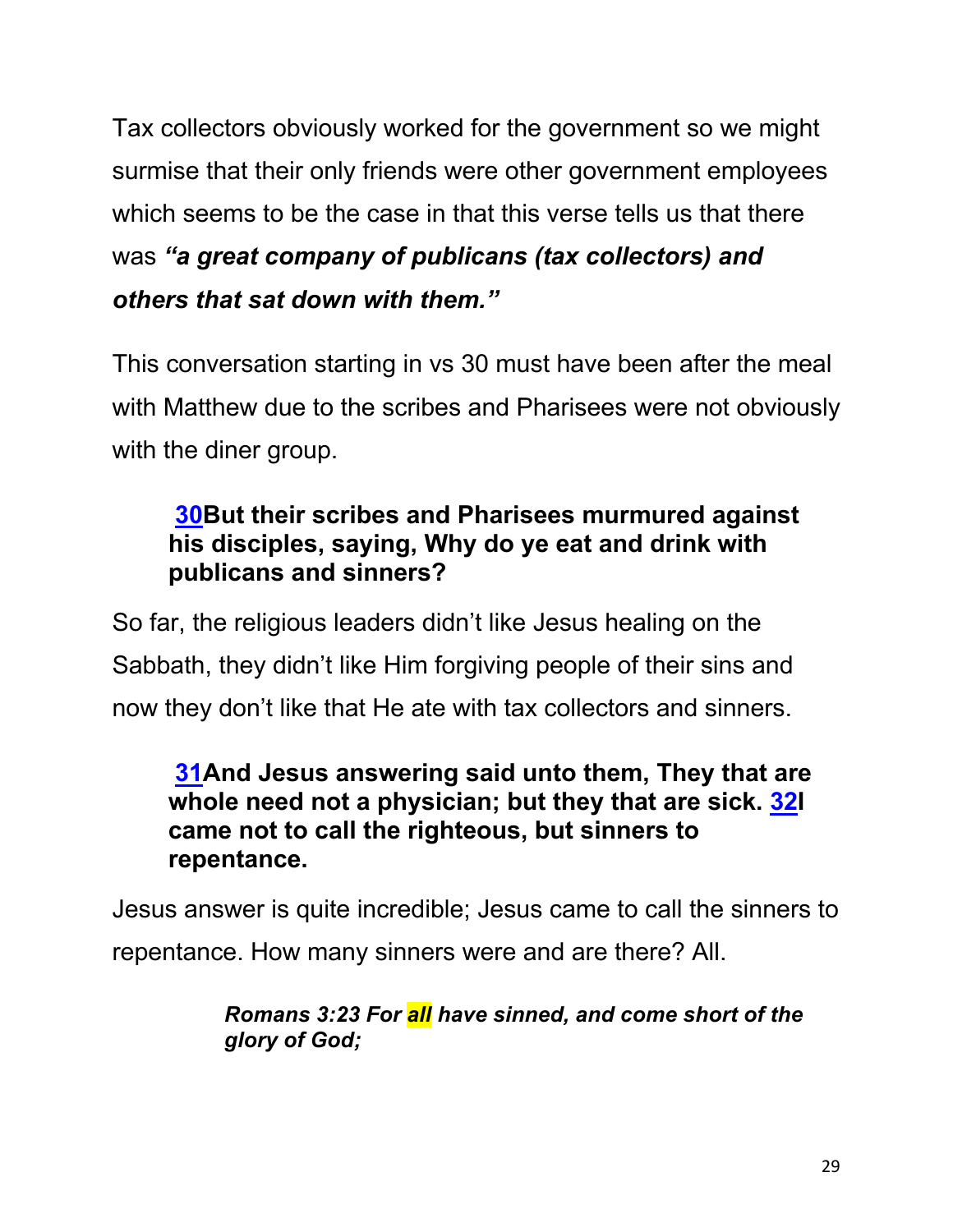Tax collectors obviously worked for the government so we might surmise that their only friends were other government employees which seems to be the case in that this verse tells us that there was ***"a great company of publicans (tax collectors) and others that sat down with them."***

This conversation starting in vs 30 must have been after the meal with Matthew due to the scribes and Pharisees were not obviously with the diner group.

> **30But their scribes and Pharisees murmured against his disciples, saying, Why do ye eat and drink with publicans and sinners?**

So far, the religious leaders didn't like Jesus healing on the Sabbath, they didn't like Him forgiving people of their sins and now they don't like that He ate with tax collectors and sinners.

> **31And Jesus answering said unto them, They that are whole need not a physician; but they that are sick. 32I came not to call the righteous, but sinners to repentance.**

Jesus answer is quite incredible; Jesus came to call the sinners to repentance. How many sinners were and are there? All.

> ***Romans 3:23 For all have sinned, and come short of the glory of God;***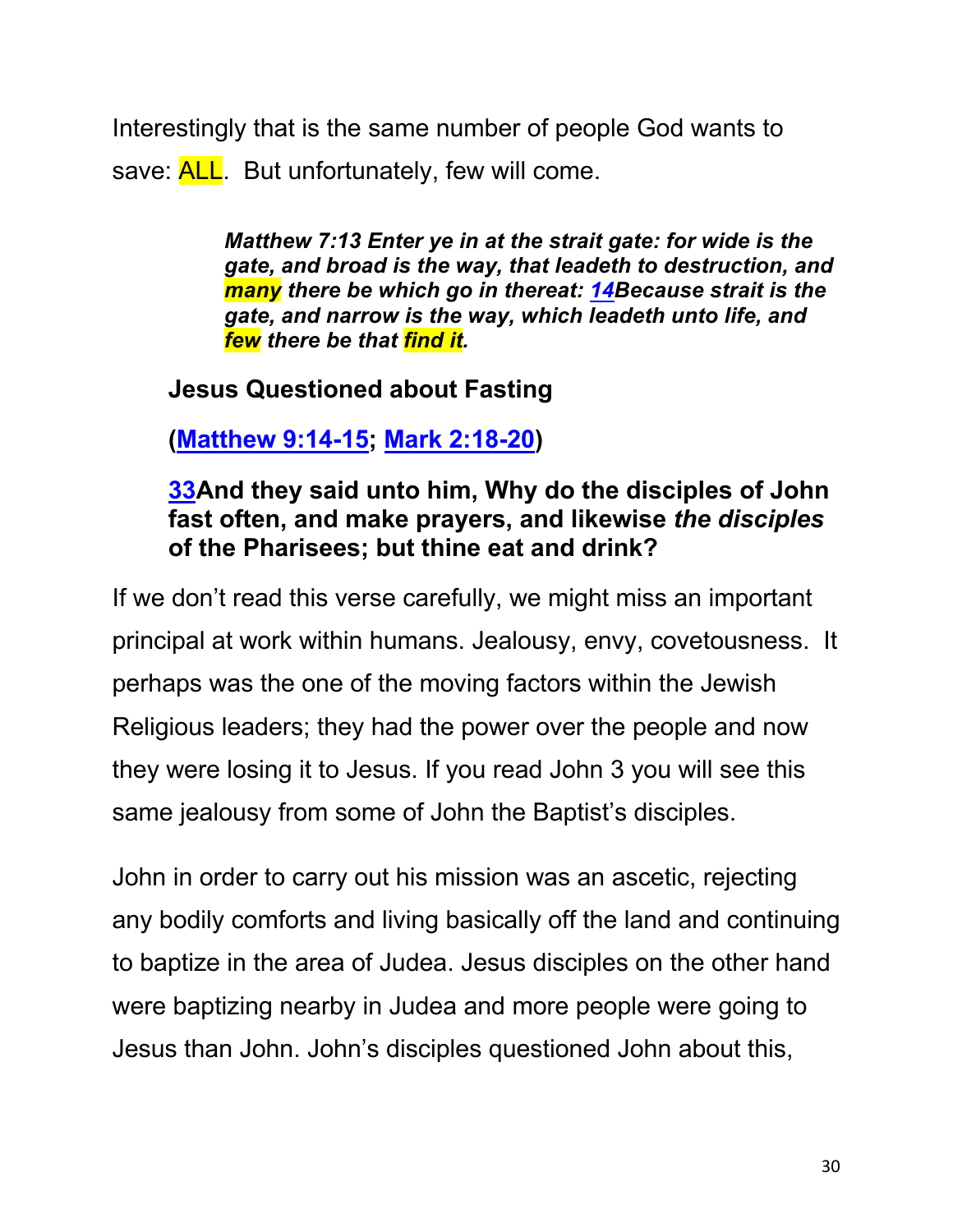Interestingly that is the same number of people God wants to save: ALL. But unfortunately, few will come.

> ***Matthew 7:13 Enter ye in at the strait gate: for wide is the gate, and broad is the way, that leadeth to destruction, and many there be which go in thereat: 14Because strait is the gate, and narrow is the way, which leadeth unto life, and few there be that find it.***

**Jesus Questioned about Fasting**

**(Matthew 9:14-15; Mark 2:18-20)**

**33And they said unto him, Why do the disciples of John fast often, and make prayers, and likewise *the disciples* of the Pharisees; but thine eat and drink?**

If we don't read this verse carefully, we might miss an important principal at work within humans. Jealousy, envy, covetousness. It perhaps was the one of the moving factors within the Jewish Religious leaders; they had the power over the people and now they were losing it to Jesus. If you read John 3 you will see this same jealousy from some of John the Baptist's disciples.

John in order to carry out his mission was an ascetic, rejecting any bodily comforts and living basically off the land and continuing to baptize in the area of Judea. Jesus disciples on the other hand were baptizing nearby in Judea and more people were going to Jesus than John. John's disciples questioned John about this,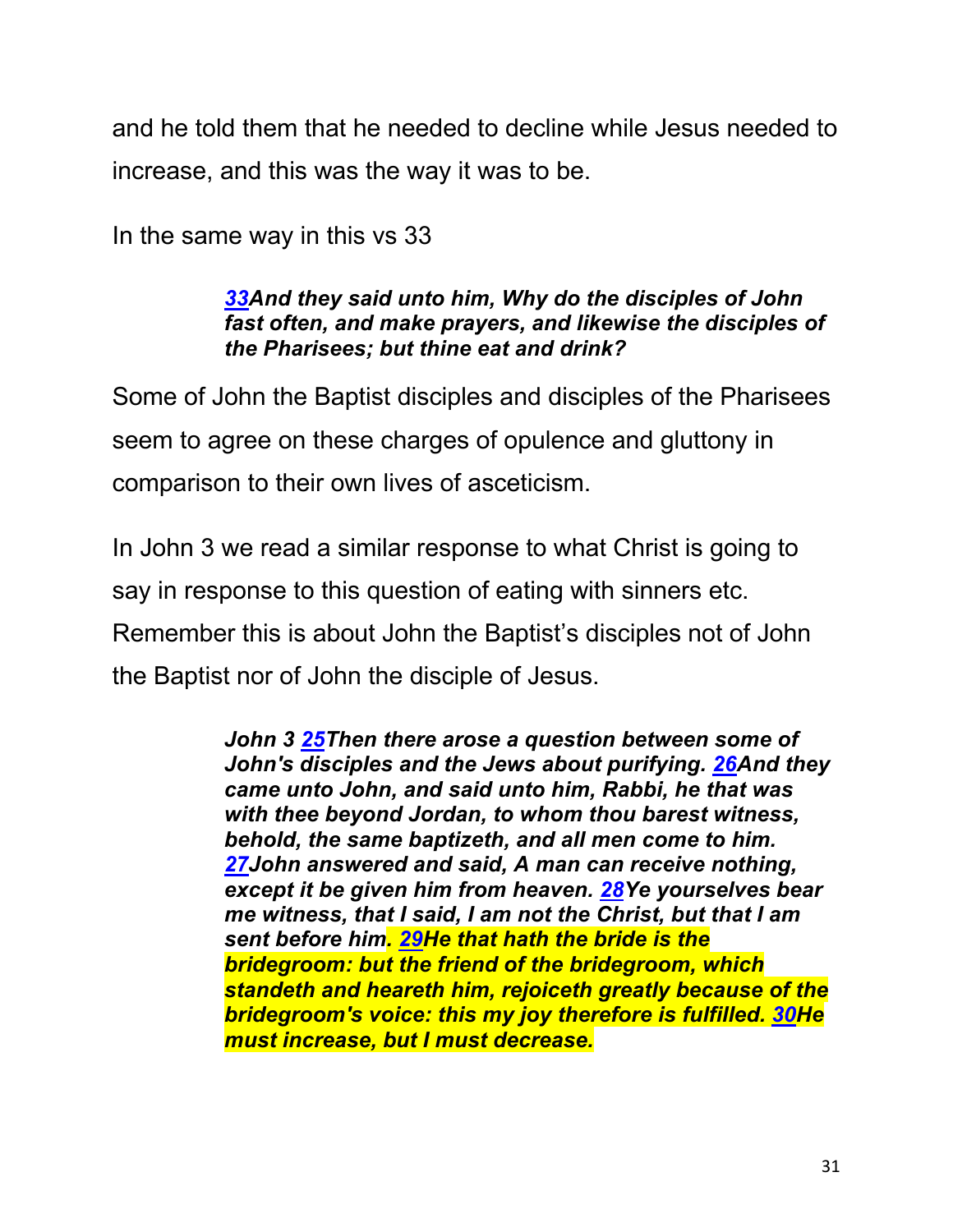and he told them that he needed to decline while Jesus needed to increase, and this was the way it was to be.

In the same way in this vs 33

> ***33**And they said unto him, Why do the disciples of John fast often, and make prayers, and likewise the disciples of the Pharisees; but thine eat and drink?*

Some of John the Baptist disciples and disciples of the Pharisees seem to agree on these charges of opulence and gluttony in comparison to their own lives of asceticism.

In John 3 we read a similar response to what Christ is going to say in response to this question of eating with sinners etc. Remember this is about John the Baptist's disciples not of John the Baptist nor of John the disciple of Jesus.

> ***John 3 25**Then there arose a question between some of John's disciples and the Jews about purifying. **26**And they came unto John, and said unto him, Rabbi, he that was with thee beyond Jordan, to whom thou barest witness, behold, the same baptizeth, and all men come to him. **27**John answered and said, A man can receive nothing, except it be given him from heaven. **28**Ye yourselves bear me witness, that I said, I am not the Christ, but that I am sent before him. **29**He that hath the bride is the bridegroom: but the friend of the bridegroom, which standeth and heareth him, rejoiceth greatly because of the bridegroom's voice: this my joy therefore is fulfilled. **30**He must increase, but I must decrease.*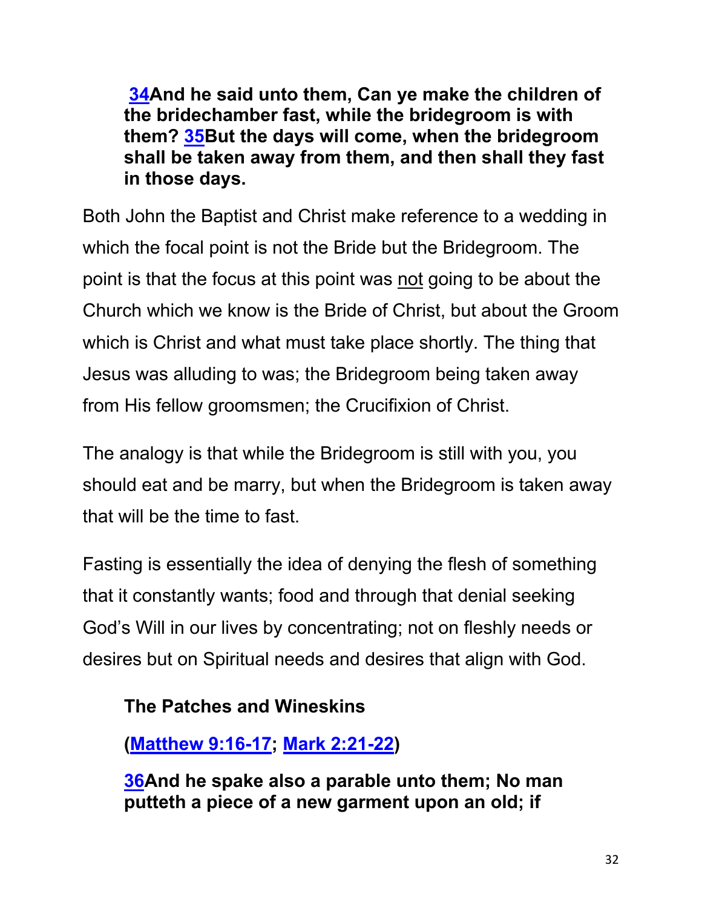**34And he said unto them, Can ye make the children of the bridechamber fast, while the bridegroom is with them? 35But the days will come, when the bridegroom shall be taken away from them, and then shall they fast in those days.**

Both John the Baptist and Christ make reference to a wedding in which the focal point is not the Bride but the Bridegroom. The point is that the focus at this point was not going to be about the Church which we know is the Bride of Christ, but about the Groom which is Christ and what must take place shortly. The thing that Jesus was alluding to was; the Bridegroom being taken away from His fellow groomsmen; the Crucifixion of Christ.

The analogy is that while the Bridegroom is still with you, you should eat and be marry, but when the Bridegroom is taken away that will be the time to fast.

Fasting is essentially the idea of denying the flesh of something that it constantly wants; food and through that denial seeking God's Will in our lives by concentrating; not on fleshly needs or desires but on Spiritual needs and desires that align with God.

**The Patches and Wineskins**

**(Matthew 9:16-17; Mark 2:21-22)**

**36And he spake also a parable unto them; No man putteth a piece of a new garment upon an old; if**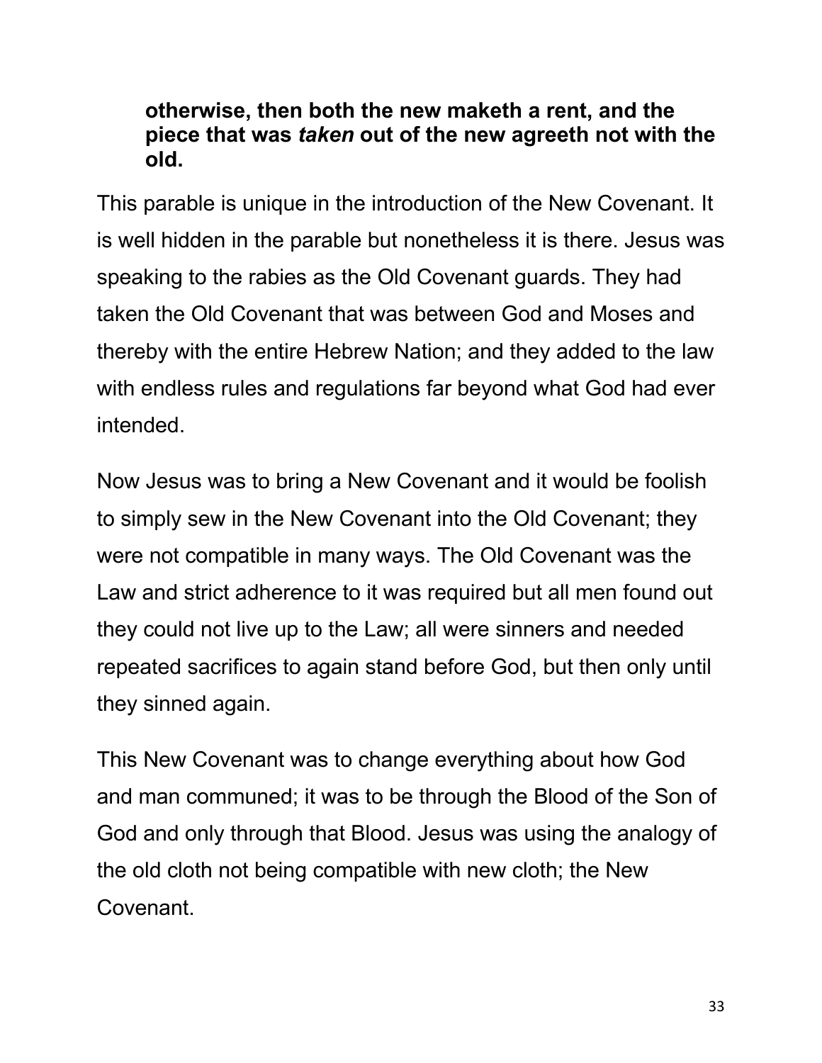**otherwise, then both the new maketh a rent, and the piece that was *taken* out of the new agreeth not with the old.**

This parable is unique in the introduction of the New Covenant. It is well hidden in the parable but nonetheless it is there. Jesus was speaking to the rabies as the Old Covenant guards. They had taken the Old Covenant that was between God and Moses and thereby with the entire Hebrew Nation; and they added to the law with endless rules and regulations far beyond what God had ever intended.

Now Jesus was to bring a New Covenant and it would be foolish to simply sew in the New Covenant into the Old Covenant; they were not compatible in many ways. The Old Covenant was the Law and strict adherence to it was required but all men found out they could not live up to the Law; all were sinners and needed repeated sacrifices to again stand before God, but then only until they sinned again.

This New Covenant was to change everything about how God and man communed; it was to be through the Blood of the Son of God and only through that Blood. Jesus was using the analogy of the old cloth not being compatible with new cloth; the New Covenant.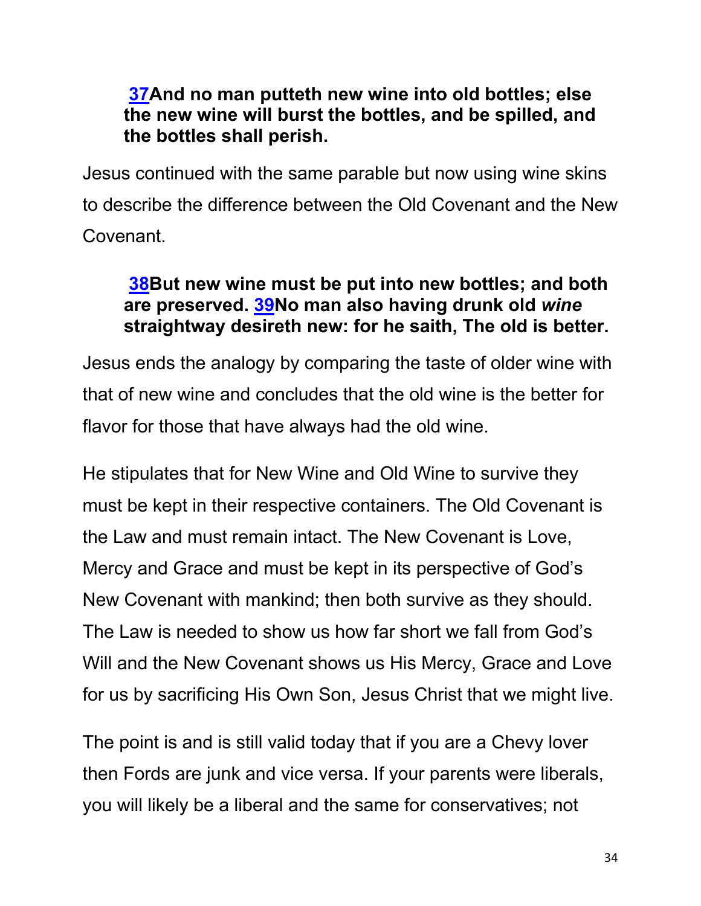> **[37](#)And no man putteth new wine into old bottles; else the new wine will burst the bottles, and be spilled, and the bottles shall perish.**

Jesus continued with the same parable but now using wine skins to describe the difference between the Old Covenant and the New Covenant.

> **[38](#)But new wine must be put into new bottles; and both are preserved. [39](#)No man also having drunk old *wine* straightway desireth new: for he saith, The old is better.**

Jesus ends the analogy by comparing the taste of older wine with that of new wine and concludes that the old wine is the better for flavor for those that have always had the old wine.

He stipulates that for New Wine and Old Wine to survive they must be kept in their respective containers. The Old Covenant is the Law and must remain intact. The New Covenant is Love, Mercy and Grace and must be kept in its perspective of God's New Covenant with mankind; then both survive as they should. The Law is needed to show us how far short we fall from God's Will and the New Covenant shows us His Mercy, Grace and Love for us by sacrificing His Own Son, Jesus Christ that we might live.

The point is and is still valid today that if you are a Chevy lover then Fords are junk and vice versa. If your parents were liberals, you will likely be a liberal and the same for conservatives; not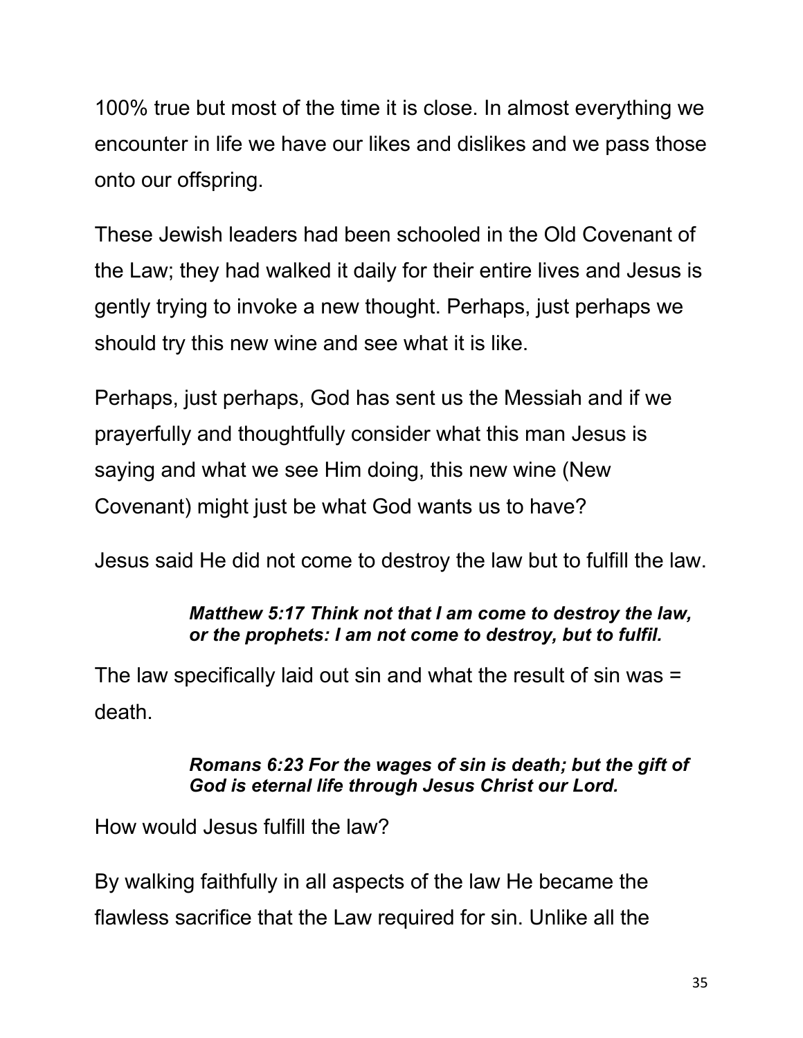100% true but most of the time it is close. In almost everything we encounter in life we have our likes and dislikes and we pass those onto our offspring.

These Jewish leaders had been schooled in the Old Covenant of the Law; they had walked it daily for their entire lives and Jesus is gently trying to invoke a new thought. Perhaps, just perhaps we should try this new wine and see what it is like.

Perhaps, just perhaps, God has sent us the Messiah and if we prayerfully and thoughtfully consider what this man Jesus is saying and what we see Him doing, this new wine (New Covenant) might just be what God wants us to have?

Jesus said He did not come to destroy the law but to fulfill the law.

> ***Matthew 5:17 Think not that I am come to destroy the law, or the prophets: I am not come to destroy, but to fulfil.***

The law specifically laid out sin and what the result of sin was = death.

> ***Romans 6:23 For the wages of sin is death; but the gift of God is eternal life through Jesus Christ our Lord.***

How would Jesus fulfill the law?

By walking faithfully in all aspects of the law He became the flawless sacrifice that the Law required for sin. Unlike all the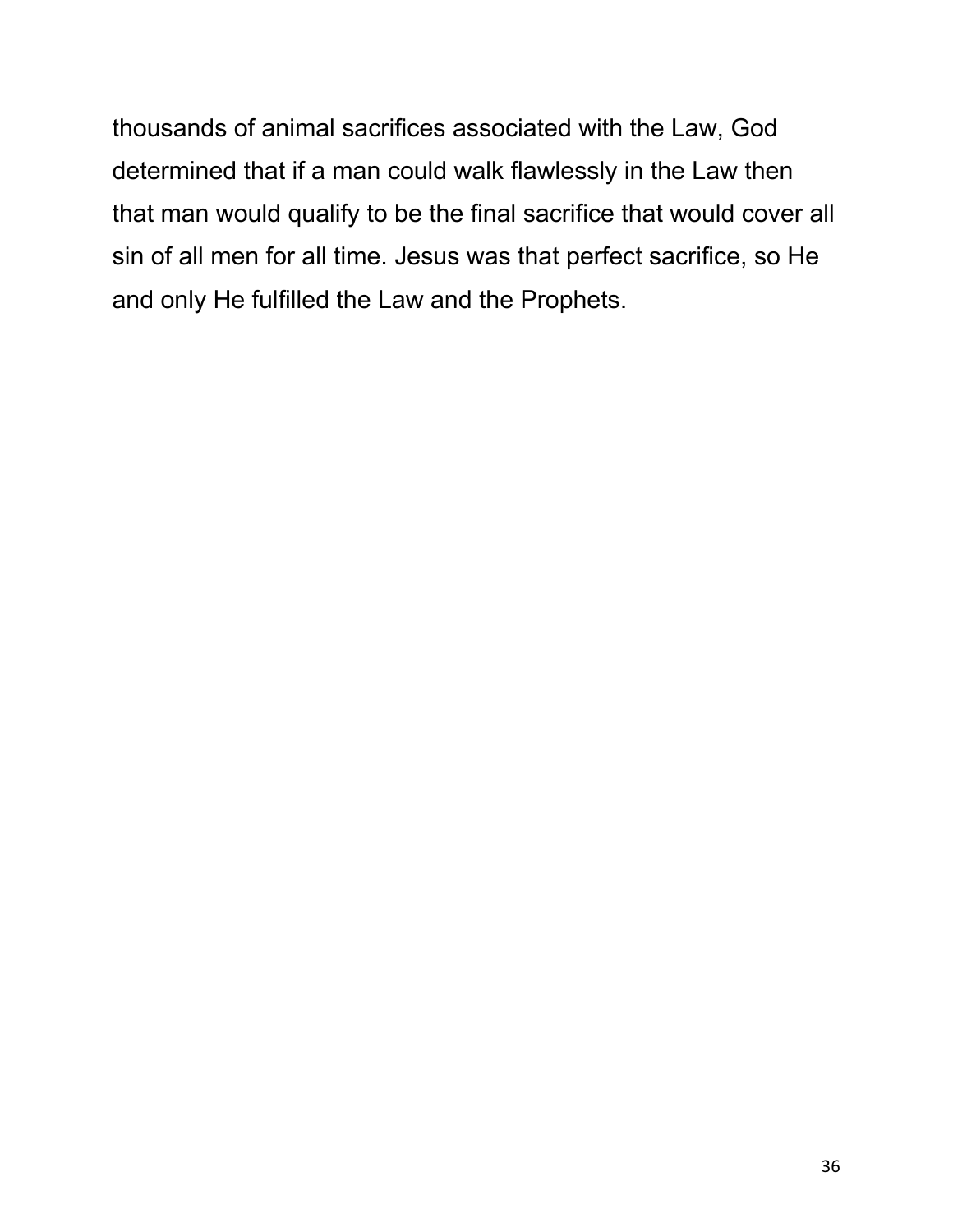thousands of animal sacrifices associated with the Law, God determined that if a man could walk flawlessly in the Law then that man would qualify to be the final sacrifice that would cover all sin of all men for all time. Jesus was that perfect sacrifice, so He and only He fulfilled the Law and the Prophets.